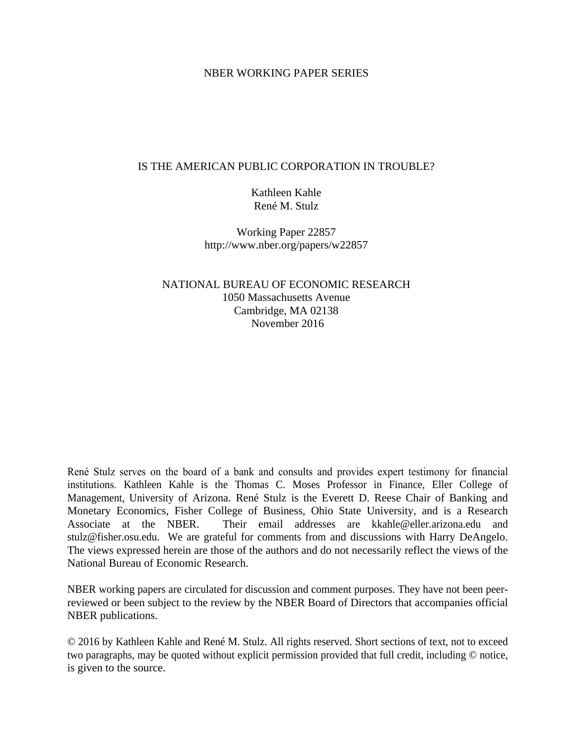NBER WORKING PAPER SERIES

# IS THE AMERICAN PUBLIC CORPORATION IN TROUBLE?

Kathleen Kahle
René M. Stulz

Working Paper 22857
http://www.nber.org/papers/w22857

NATIONAL BUREAU OF ECONOMIC RESEARCH
1050 Massachusetts Avenue
Cambridge, MA 02138
November 2016

René Stulz serves on the board of a bank and consults and provides expert testimony for financial institutions. Kathleen Kahle is the Thomas C. Moses Professor in Finance, Eller College of Management, University of Arizona. René Stulz is the Everett D. Reese Chair of Banking and Monetary Economics, Fisher College of Business, Ohio State University, and is a Research Associate at the NBER. Their email addresses are kkahle@eller.arizona.edu and stulz@fisher.osu.edu. We are grateful for comments from and discussions with Harry DeAngelo. The views expressed herein are those of the authors and do not necessarily reflect the views of the National Bureau of Economic Research.

NBER working papers are circulated for discussion and comment purposes. They have not been peer-reviewed or been subject to the review by the NBER Board of Directors that accompanies official NBER publications.

© 2016 by Kathleen Kahle and René M. Stulz. All rights reserved. Short sections of text, not to exceed two paragraphs, may be quoted without explicit permission provided that full credit, including © notice, is given to the source.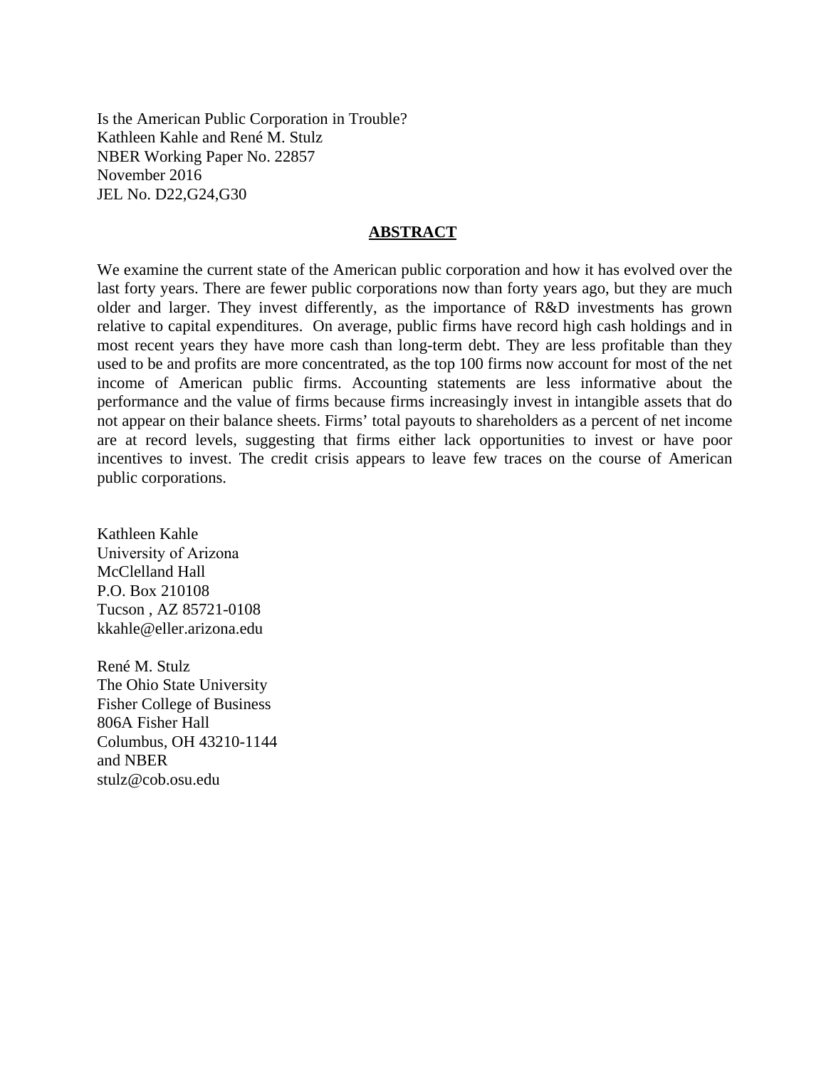Is the American Public Corporation in Trouble?
Kathleen Kahle and René M. Stulz
NBER Working Paper No. 22857
November 2016
JEL No. D22,G24,G30

## **ABSTRACT**

We examine the current state of the American public corporation and how it has evolved over the last forty years. There are fewer public corporations now than forty years ago, but they are much older and larger. They invest differently, as the importance of R&D investments has grown relative to capital expenditures. On average, public firms have record high cash holdings and in most recent years they have more cash than long-term debt. They are less profitable than they used to be and profits are more concentrated, as the top 100 firms now account for most of the net income of American public firms. Accounting statements are less informative about the performance and the value of firms because firms increasingly invest in intangible assets that do not appear on their balance sheets. Firms' total payouts to shareholders as a percent of net income are at record levels, suggesting that firms either lack opportunities to invest or have poor incentives to invest. The credit crisis appears to leave few traces on the course of American public corporations.

Kathleen Kahle
University of Arizona
McClelland Hall
P.O. Box 210108
Tucson , AZ 85721-0108
kkahle@eller.arizona.edu

René M. Stulz
The Ohio State University
Fisher College of Business
806A Fisher Hall
Columbus, OH 43210-1144
and NBER
stulz@cob.osu.edu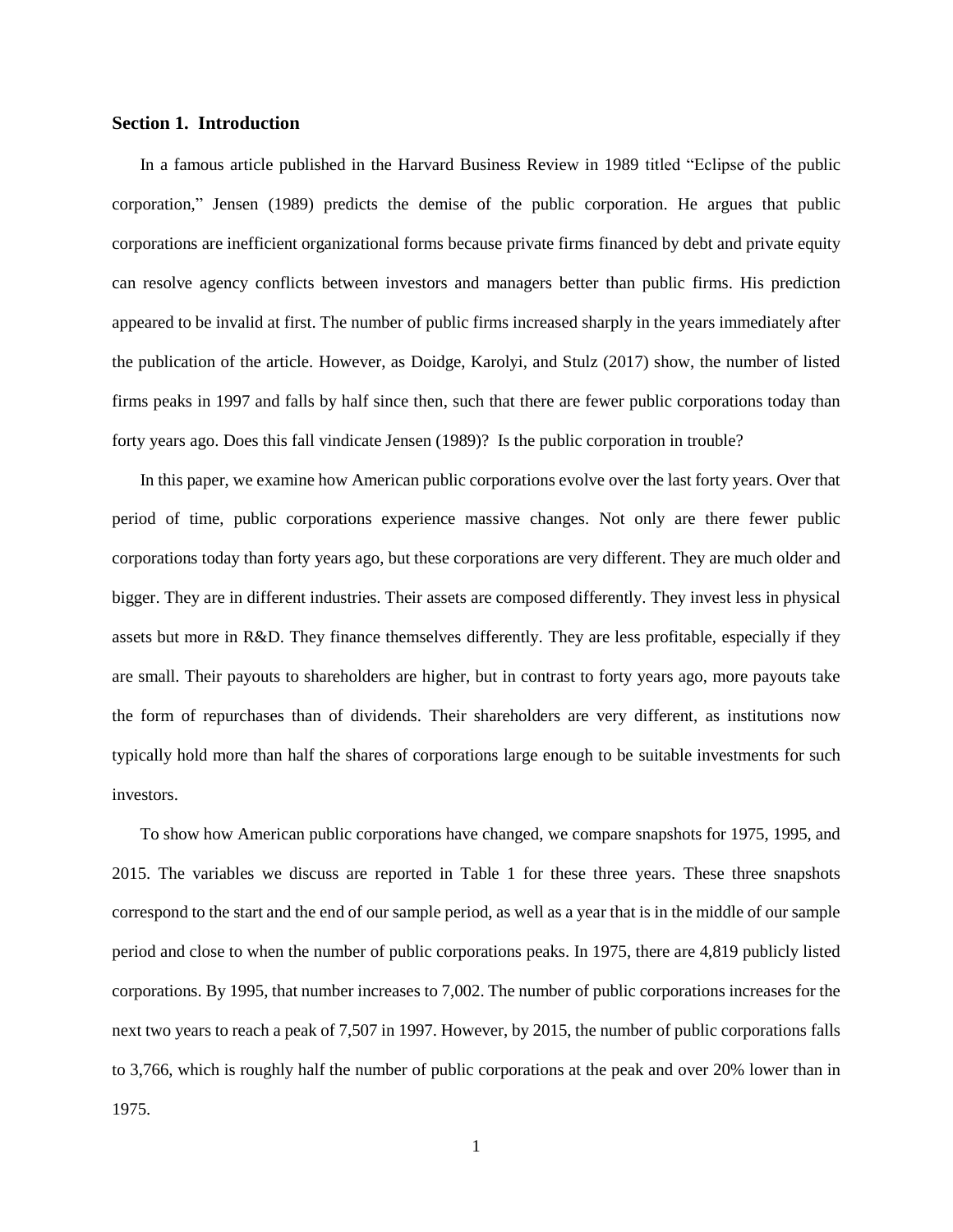## Section 1. Introduction

In a famous article published in the Harvard Business Review in 1989 titled "Eclipse of the public corporation," Jensen (1989) predicts the demise of the public corporation. He argues that public corporations are inefficient organizational forms because private firms financed by debt and private equity can resolve agency conflicts between investors and managers better than public firms. His prediction appeared to be invalid at first. The number of public firms increased sharply in the years immediately after the publication of the article. However, as Doidge, Karolyi, and Stulz (2017) show, the number of listed firms peaks in 1997 and falls by half since then, such that there are fewer public corporations today than forty years ago. Does this fall vindicate Jensen (1989)? Is the public corporation in trouble?

In this paper, we examine how American public corporations evolve over the last forty years. Over that period of time, public corporations experience massive changes. Not only are there fewer public corporations today than forty years ago, but these corporations are very different. They are much older and bigger. They are in different industries. Their assets are composed differently. They invest less in physical assets but more in R&D. They finance themselves differently. They are less profitable, especially if they are small. Their payouts to shareholders are higher, but in contrast to forty years ago, more payouts take the form of repurchases than of dividends. Their shareholders are very different, as institutions now typically hold more than half the shares of corporations large enough to be suitable investments for such investors.

To show how American public corporations have changed, we compare snapshots for 1975, 1995, and 2015. The variables we discuss are reported in Table 1 for these three years. These three snapshots correspond to the start and the end of our sample period, as well as a year that is in the middle of our sample period and close to when the number of public corporations peaks. In 1975, there are 4,819 publicly listed corporations. By 1995, that number increases to 7,002. The number of public corporations increases for the next two years to reach a peak of 7,507 in 1997. However, by 2015, the number of public corporations falls to 3,766, which is roughly half the number of public corporations at the peak and over 20% lower than in 1975.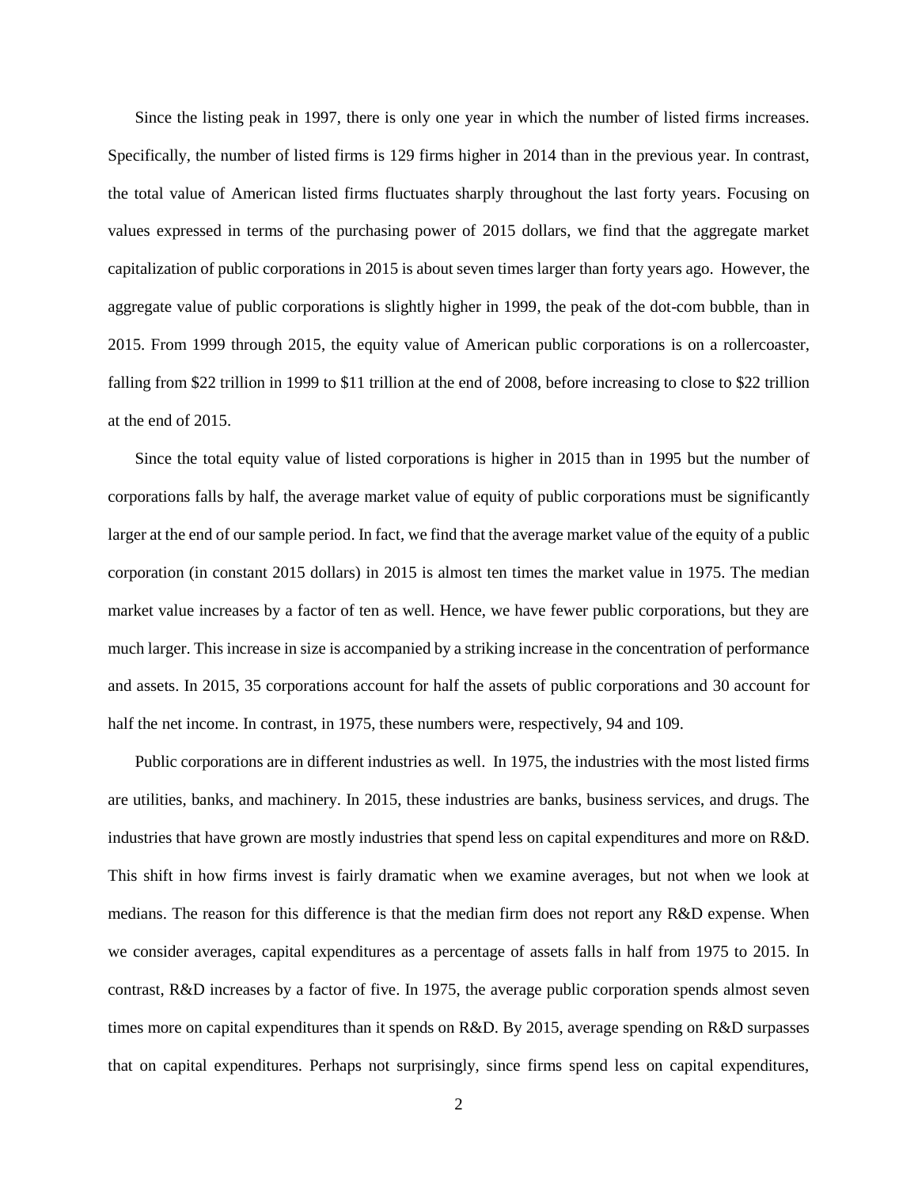Since the listing peak in 1997, there is only one year in which the number of listed firms increases. Specifically, the number of listed firms is 129 firms higher in 2014 than in the previous year. In contrast, the total value of American listed firms fluctuates sharply throughout the last forty years. Focusing on values expressed in terms of the purchasing power of 2015 dollars, we find that the aggregate market capitalization of public corporations in 2015 is about seven times larger than forty years ago. However, the aggregate value of public corporations is slightly higher in 1999, the peak of the dot-com bubble, than in 2015. From 1999 through 2015, the equity value of American public corporations is on a rollercoaster, falling from $22 trillion in 1999 to $11 trillion at the end of 2008, before increasing to close to $22 trillion at the end of 2015.

Since the total equity value of listed corporations is higher in 2015 than in 1995 but the number of corporations falls by half, the average market value of equity of public corporations must be significantly larger at the end of our sample period. In fact, we find that the average market value of the equity of a public corporation (in constant 2015 dollars) in 2015 is almost ten times the market value in 1975. The median market value increases by a factor of ten as well. Hence, we have fewer public corporations, but they are much larger. This increase in size is accompanied by a striking increase in the concentration of performance and assets. In 2015, 35 corporations account for half the assets of public corporations and 30 account for half the net income. In contrast, in 1975, these numbers were, respectively, 94 and 109.

Public corporations are in different industries as well. In 1975, the industries with the most listed firms are utilities, banks, and machinery. In 2015, these industries are banks, business services, and drugs. The industries that have grown are mostly industries that spend less on capital expenditures and more on R&D. This shift in how firms invest is fairly dramatic when we examine averages, but not when we look at medians. The reason for this difference is that the median firm does not report any R&D expense. When we consider averages, capital expenditures as a percentage of assets falls in half from 1975 to 2015. In contrast, R&D increases by a factor of five. In 1975, the average public corporation spends almost seven times more on capital expenditures than it spends on R&D. By 2015, average spending on R&D surpasses that on capital expenditures. Perhaps not surprisingly, since firms spend less on capital expenditures,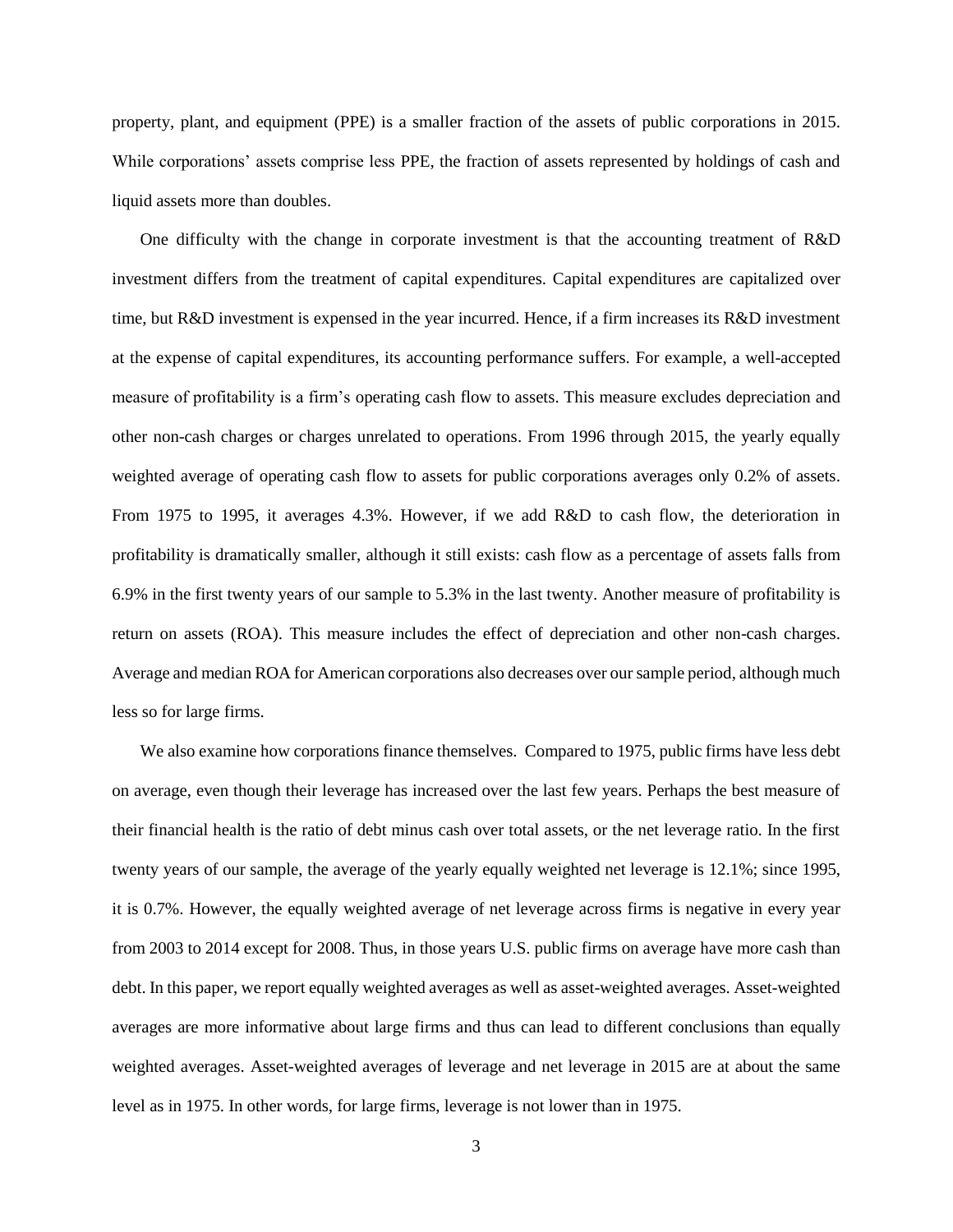property, plant, and equipment (PPE) is a smaller fraction of the assets of public corporations in 2015. While corporations' assets comprise less PPE, the fraction of assets represented by holdings of cash and liquid assets more than doubles.

One difficulty with the change in corporate investment is that the accounting treatment of R&D investment differs from the treatment of capital expenditures. Capital expenditures are capitalized over time, but R&D investment is expensed in the year incurred. Hence, if a firm increases its R&D investment at the expense of capital expenditures, its accounting performance suffers. For example, a well-accepted measure of profitability is a firm's operating cash flow to assets. This measure excludes depreciation and other non-cash charges or charges unrelated to operations. From 1996 through 2015, the yearly equally weighted average of operating cash flow to assets for public corporations averages only 0.2% of assets. From 1975 to 1995, it averages 4.3%. However, if we add R&D to cash flow, the deterioration in profitability is dramatically smaller, although it still exists: cash flow as a percentage of assets falls from 6.9% in the first twenty years of our sample to 5.3% in the last twenty. Another measure of profitability is return on assets (ROA). This measure includes the effect of depreciation and other non-cash charges. Average and median ROA for American corporations also decreases over our sample period, although much less so for large firms.

We also examine how corporations finance themselves. Compared to 1975, public firms have less debt on average, even though their leverage has increased over the last few years. Perhaps the best measure of their financial health is the ratio of debt minus cash over total assets, or the net leverage ratio. In the first twenty years of our sample, the average of the yearly equally weighted net leverage is 12.1%; since 1995, it is 0.7%. However, the equally weighted average of net leverage across firms is negative in every year from 2003 to 2014 except for 2008. Thus, in those years U.S. public firms on average have more cash than debt. In this paper, we report equally weighted averages as well as asset-weighted averages. Asset-weighted averages are more informative about large firms and thus can lead to different conclusions than equally weighted averages. Asset-weighted averages of leverage and net leverage in 2015 are at about the same level as in 1975. In other words, for large firms, leverage is not lower than in 1975.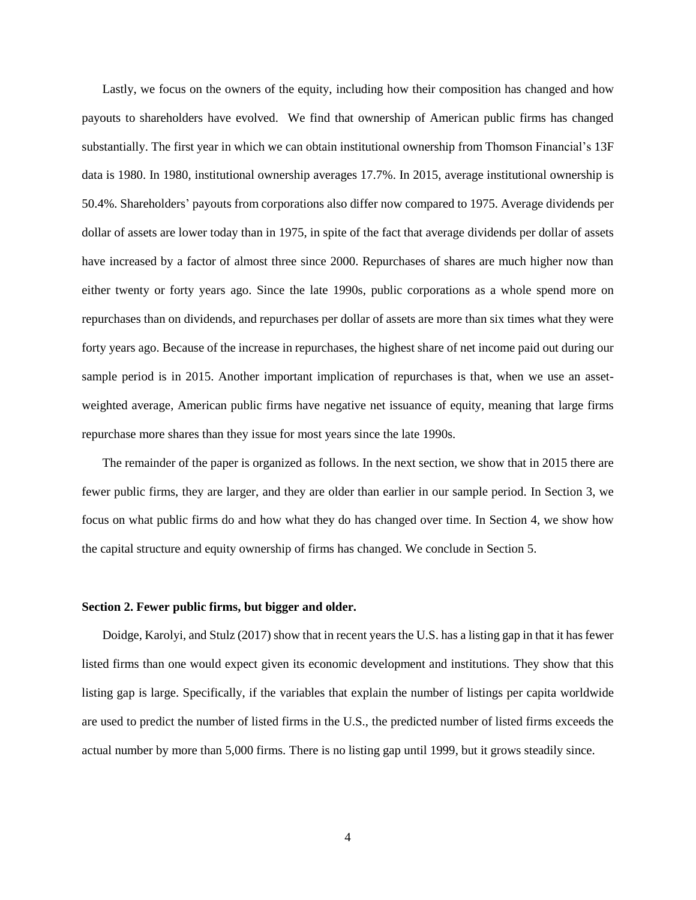Lastly, we focus on the owners of the equity, including how their composition has changed and how payouts to shareholders have evolved. We find that ownership of American public firms has changed substantially. The first year in which we can obtain institutional ownership from Thomson Financial's 13F data is 1980. In 1980, institutional ownership averages 17.7%. In 2015, average institutional ownership is 50.4%. Shareholders' payouts from corporations also differ now compared to 1975. Average dividends per dollar of assets are lower today than in 1975, in spite of the fact that average dividends per dollar of assets have increased by a factor of almost three since 2000. Repurchases of shares are much higher now than either twenty or forty years ago. Since the late 1990s, public corporations as a whole spend more on repurchases than on dividends, and repurchases per dollar of assets are more than six times what they were forty years ago. Because of the increase in repurchases, the highest share of net income paid out during our sample period is in 2015. Another important implication of repurchases is that, when we use an asset-weighted average, American public firms have negative net issuance of equity, meaning that large firms repurchase more shares than they issue for most years since the late 1990s.

The remainder of the paper is organized as follows. In the next section, we show that in 2015 there are fewer public firms, they are larger, and they are older than earlier in our sample period. In Section 3, we focus on what public firms do and how what they do has changed over time. In Section 4, we show how the capital structure and equity ownership of firms has changed. We conclude in Section 5.

## Section 2. Fewer public firms, but bigger and older.

Doidge, Karolyi, and Stulz (2017) show that in recent years the U.S. has a listing gap in that it has fewer listed firms than one would expect given its economic development and institutions. They show that this listing gap is large. Specifically, if the variables that explain the number of listings per capita worldwide are used to predict the number of listed firms in the U.S., the predicted number of listed firms exceeds the actual number by more than 5,000 firms. There is no listing gap until 1999, but it grows steadily since.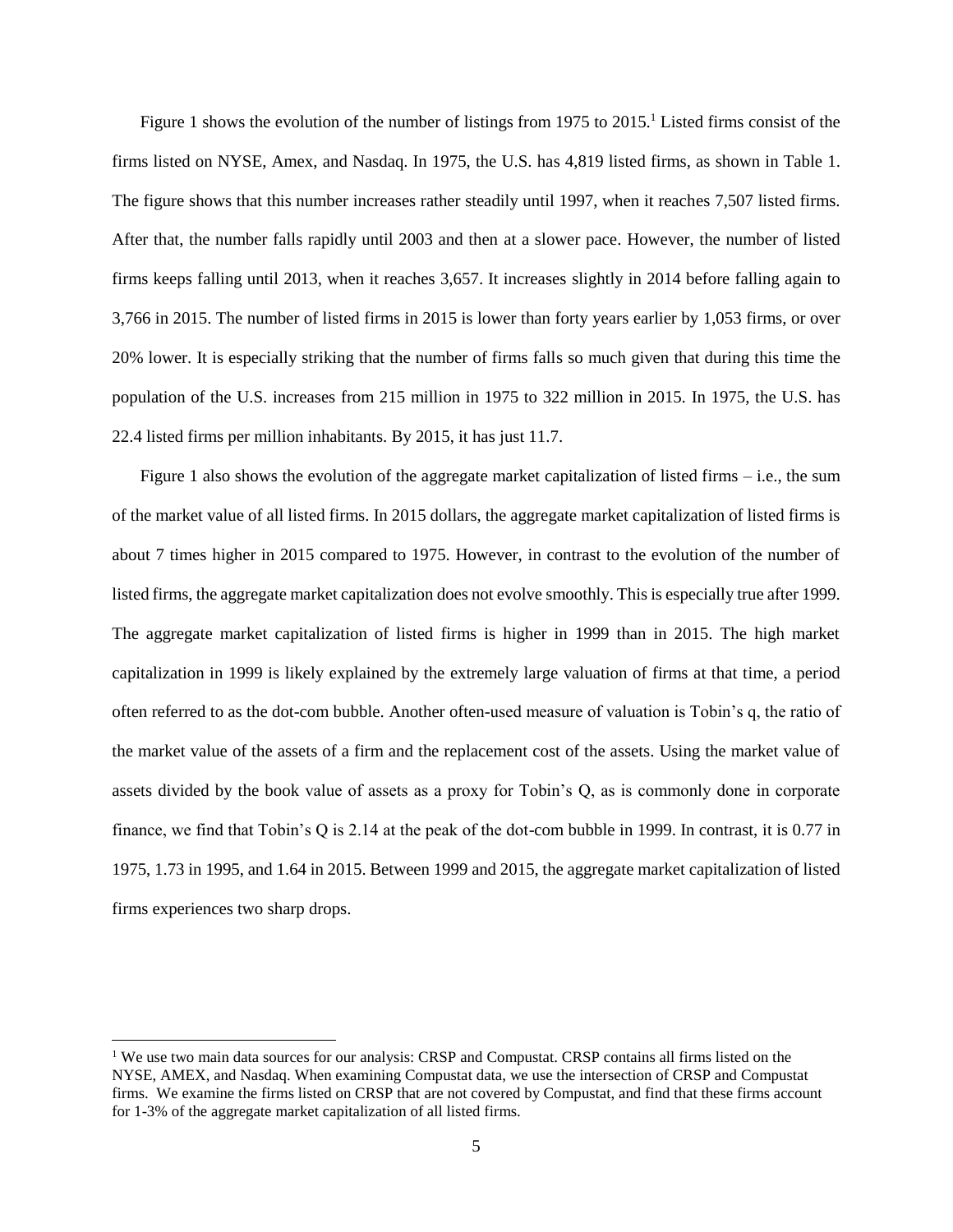Figure 1 shows the evolution of the number of listings from 1975 to 2015.[1] Listed firms consist of the firms listed on NYSE, Amex, and Nasdaq. In 1975, the U.S. has 4,819 listed firms, as shown in Table 1. The figure shows that this number increases rather steadily until 1997, when it reaches 7,507 listed firms. After that, the number falls rapidly until 2003 and then at a slower pace. However, the number of listed firms keeps falling until 2013, when it reaches 3,657. It increases slightly in 2014 before falling again to 3,766 in 2015. The number of listed firms in 2015 is lower than forty years earlier by 1,053 firms, or over 20% lower. It is especially striking that the number of firms falls so much given that during this time the population of the U.S. increases from 215 million in 1975 to 322 million in 2015. In 1975, the U.S. has 22.4 listed firms per million inhabitants. By 2015, it has just 11.7.

Figure 1 also shows the evolution of the aggregate market capitalization of listed firms – i.e., the sum of the market value of all listed firms. In 2015 dollars, the aggregate market capitalization of listed firms is about 7 times higher in 2015 compared to 1975. However, in contrast to the evolution of the number of listed firms, the aggregate market capitalization does not evolve smoothly. This is especially true after 1999. The aggregate market capitalization of listed firms is higher in 1999 than in 2015. The high market capitalization in 1999 is likely explained by the extremely large valuation of firms at that time, a period often referred to as the dot-com bubble. Another often-used measure of valuation is Tobin's q, the ratio of the market value of the assets of a firm and the replacement cost of the assets. Using the market value of assets divided by the book value of assets as a proxy for Tobin's Q, as is commonly done in corporate finance, we find that Tobin's Q is 2.14 at the peak of the dot-com bubble in 1999. In contrast, it is 0.77 in 1975, 1.73 in 1995, and 1.64 in 2015. Between 1999 and 2015, the aggregate market capitalization of listed firms experiences two sharp drops.

[1] We use two main data sources for our analysis: CRSP and Compustat. CRSP contains all firms listed on the NYSE, AMEX, and Nasdaq. When examining Compustat data, we use the intersection of CRSP and Compustat firms. We examine the firms listed on CRSP that are not covered by Compustat, and find that these firms account for 1-3% of the aggregate market capitalization of all listed firms.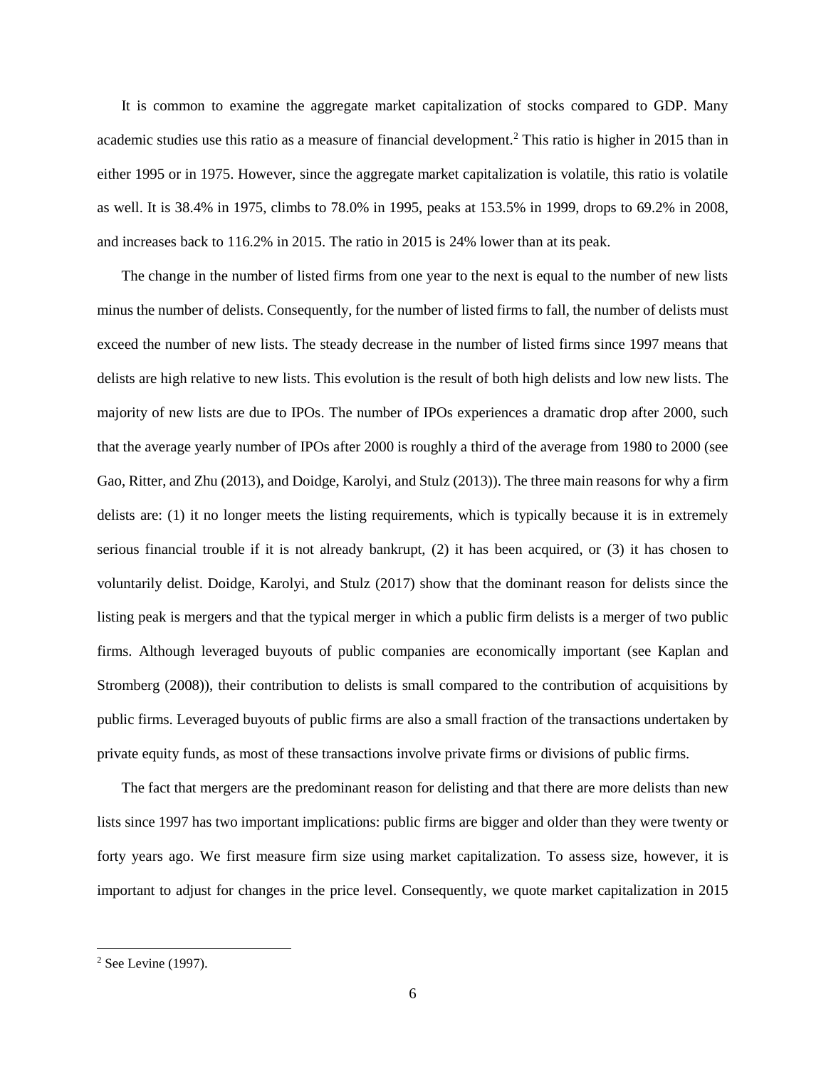It is common to examine the aggregate market capitalization of stocks compared to GDP. Many academic studies use this ratio as a measure of financial development.[2] This ratio is higher in 2015 than in either 1995 or in 1975. However, since the aggregate market capitalization is volatile, this ratio is volatile as well. It is 38.4% in 1975, climbs to 78.0% in 1995, peaks at 153.5% in 1999, drops to 69.2% in 2008, and increases back to 116.2% in 2015. The ratio in 2015 is 24% lower than at its peak.

The change in the number of listed firms from one year to the next is equal to the number of new lists minus the number of delists. Consequently, for the number of listed firms to fall, the number of delists must exceed the number of new lists. The steady decrease in the number of listed firms since 1997 means that delists are high relative to new lists. This evolution is the result of both high delists and low new lists. The majority of new lists are due to IPOs. The number of IPOs experiences a dramatic drop after 2000, such that the average yearly number of IPOs after 2000 is roughly a third of the average from 1980 to 2000 (see Gao, Ritter, and Zhu (2013), and Doidge, Karolyi, and Stulz (2013)). The three main reasons for why a firm delists are: (1) it no longer meets the listing requirements, which is typically because it is in extremely serious financial trouble if it is not already bankrupt, (2) it has been acquired, or (3) it has chosen to voluntarily delist. Doidge, Karolyi, and Stulz (2017) show that the dominant reason for delists since the listing peak is mergers and that the typical merger in which a public firm delists is a merger of two public firms. Although leveraged buyouts of public companies are economically important (see Kaplan and Stromberg (2008)), their contribution to delists is small compared to the contribution of acquisitions by public firms. Leveraged buyouts of public firms are also a small fraction of the transactions undertaken by private equity funds, as most of these transactions involve private firms or divisions of public firms.

The fact that mergers are the predominant reason for delisting and that there are more delists than new lists since 1997 has two important implications: public firms are bigger and older than they were twenty or forty years ago. We first measure firm size using market capitalization. To assess size, however, it is important to adjust for changes in the price level. Consequently, we quote market capitalization in 2015

[2] See Levine (1997).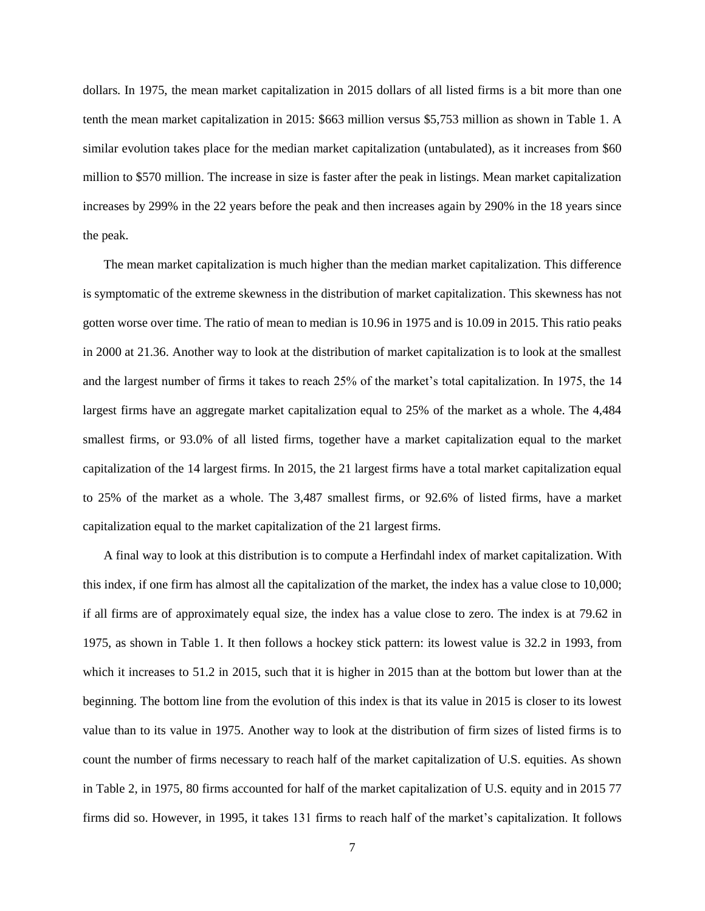dollars. In 1975, the mean market capitalization in 2015 dollars of all listed firms is a bit more than one tenth the mean market capitalization in 2015: $663 million versus $5,753 million as shown in Table 1. A similar evolution takes place for the median market capitalization (untabulated), as it increases from $60 million to $570 million. The increase in size is faster after the peak in listings. Mean market capitalization increases by 299% in the 22 years before the peak and then increases again by 290% in the 18 years since the peak.

The mean market capitalization is much higher than the median market capitalization. This difference is symptomatic of the extreme skewness in the distribution of market capitalization. This skewness has not gotten worse over time. The ratio of mean to median is 10.96 in 1975 and is 10.09 in 2015. This ratio peaks in 2000 at 21.36. Another way to look at the distribution of market capitalization is to look at the smallest and the largest number of firms it takes to reach 25% of the market's total capitalization. In 1975, the 14 largest firms have an aggregate market capitalization equal to 25% of the market as a whole. The 4,484 smallest firms, or 93.0% of all listed firms, together have a market capitalization equal to the market capitalization of the 14 largest firms. In 2015, the 21 largest firms have a total market capitalization equal to 25% of the market as a whole. The 3,487 smallest firms, or 92.6% of listed firms, have a market capitalization equal to the market capitalization of the 21 largest firms.

A final way to look at this distribution is to compute a Herfindahl index of market capitalization. With this index, if one firm has almost all the capitalization of the market, the index has a value close to 10,000; if all firms are of approximately equal size, the index has a value close to zero. The index is at 79.62 in 1975, as shown in Table 1. It then follows a hockey stick pattern: its lowest value is 32.2 in 1993, from which it increases to 51.2 in 2015, such that it is higher in 2015 than at the bottom but lower than at the beginning. The bottom line from the evolution of this index is that its value in 2015 is closer to its lowest value than to its value in 1975. Another way to look at the distribution of firm sizes of listed firms is to count the number of firms necessary to reach half of the market capitalization of U.S. equities. As shown in Table 2, in 1975, 80 firms accounted for half of the market capitalization of U.S. equity and in 2015 77 firms did so. However, in 1995, it takes 131 firms to reach half of the market's capitalization. It follows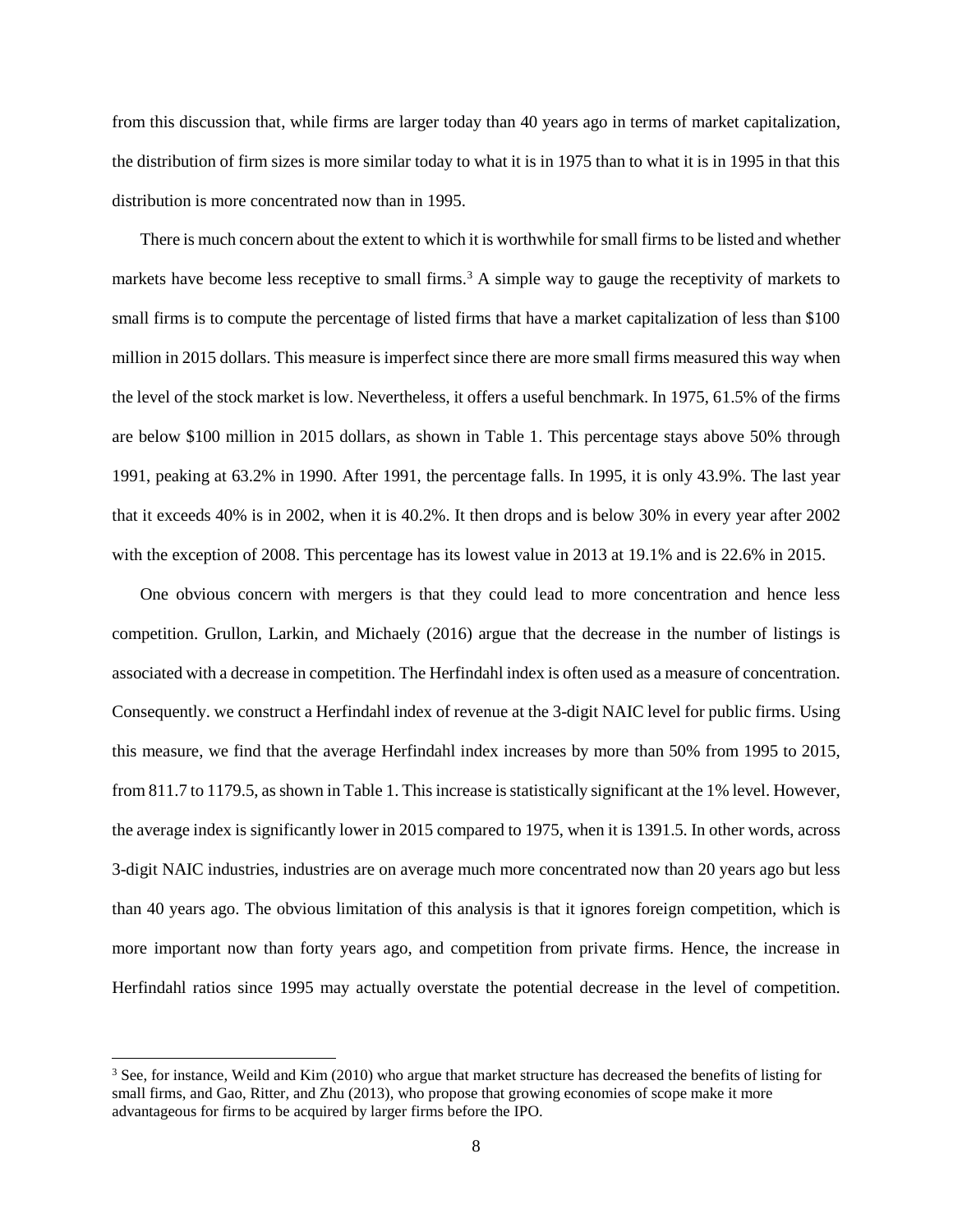from this discussion that, while firms are larger today than 40 years ago in terms of market capitalization, the distribution of firm sizes is more similar today to what it is in 1975 than to what it is in 1995 in that this distribution is more concentrated now than in 1995.

There is much concern about the extent to which it is worthwhile for small firms to be listed and whether markets have become less receptive to small firms.[3] A simple way to gauge the receptivity of markets to small firms is to compute the percentage of listed firms that have a market capitalization of less than $100 million in 2015 dollars. This measure is imperfect since there are more small firms measured this way when the level of the stock market is low. Nevertheless, it offers a useful benchmark. In 1975, 61.5% of the firms are below $100 million in 2015 dollars, as shown in Table 1. This percentage stays above 50% through 1991, peaking at 63.2% in 1990. After 1991, the percentage falls. In 1995, it is only 43.9%. The last year that it exceeds 40% is in 2002, when it is 40.2%. It then drops and is below 30% in every year after 2002 with the exception of 2008. This percentage has its lowest value in 2013 at 19.1% and is 22.6% in 2015.

One obvious concern with mergers is that they could lead to more concentration and hence less competition. Grullon, Larkin, and Michaely (2016) argue that the decrease in the number of listings is associated with a decrease in competition. The Herfindahl index is often used as a measure of concentration. Consequently. we construct a Herfindahl index of revenue at the 3-digit NAIC level for public firms. Using this measure, we find that the average Herfindahl index increases by more than 50% from 1995 to 2015, from 811.7 to 1179.5, as shown in Table 1. This increase is statistically significant at the 1% level. However, the average index is significantly lower in 2015 compared to 1975, when it is 1391.5. In other words, across 3-digit NAIC industries, industries are on average much more concentrated now than 20 years ago but less than 40 years ago. The obvious limitation of this analysis is that it ignores foreign competition, which is more important now than forty years ago, and competition from private firms. Hence, the increase in Herfindahl ratios since 1995 may actually overstate the potential decrease in the level of competition.

[3] See, for instance, Weild and Kim (2010) who argue that market structure has decreased the benefits of listing for small firms, and Gao, Ritter, and Zhu (2013), who propose that growing economies of scope make it more advantageous for firms to be acquired by larger firms before the IPO.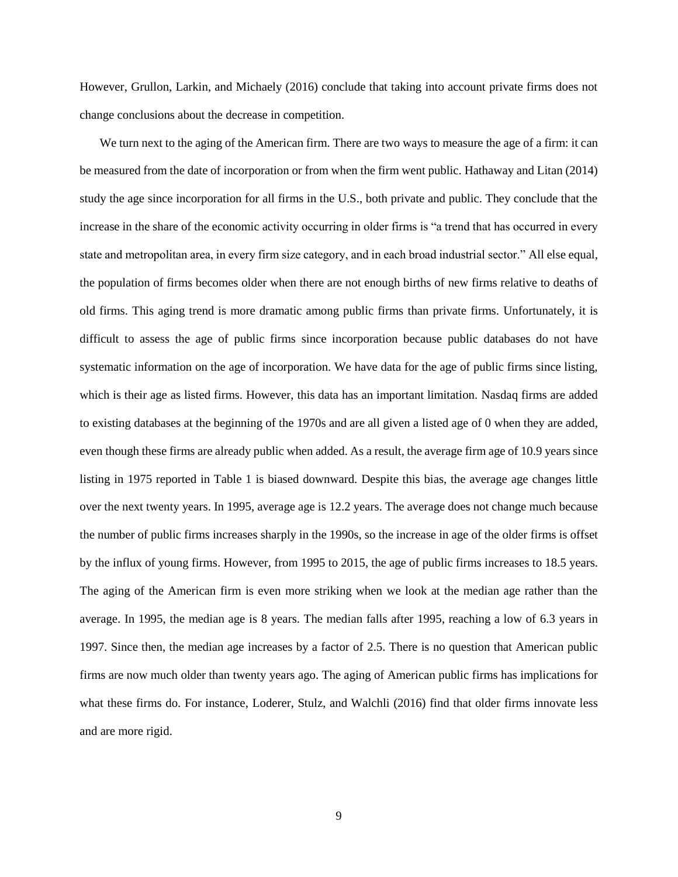However, Grullon, Larkin, and Michaely (2016) conclude that taking into account private firms does not change conclusions about the decrease in competition.

We turn next to the aging of the American firm. There are two ways to measure the age of a firm: it can be measured from the date of incorporation or from when the firm went public. Hathaway and Litan (2014) study the age since incorporation for all firms in the U.S., both private and public. They conclude that the increase in the share of the economic activity occurring in older firms is "a trend that has occurred in every state and metropolitan area, in every firm size category, and in each broad industrial sector." All else equal, the population of firms becomes older when there are not enough births of new firms relative to deaths of old firms. This aging trend is more dramatic among public firms than private firms. Unfortunately, it is difficult to assess the age of public firms since incorporation because public databases do not have systematic information on the age of incorporation. We have data for the age of public firms since listing, which is their age as listed firms. However, this data has an important limitation. Nasdaq firms are added to existing databases at the beginning of the 1970s and are all given a listed age of 0 when they are added, even though these firms are already public when added. As a result, the average firm age of 10.9 years since listing in 1975 reported in Table 1 is biased downward. Despite this bias, the average age changes little over the next twenty years. In 1995, average age is 12.2 years. The average does not change much because the number of public firms increases sharply in the 1990s, so the increase in age of the older firms is offset by the influx of young firms. However, from 1995 to 2015, the age of public firms increases to 18.5 years. The aging of the American firm is even more striking when we look at the median age rather than the average. In 1995, the median age is 8 years. The median falls after 1995, reaching a low of 6.3 years in 1997. Since then, the median age increases by a factor of 2.5. There is no question that American public firms are now much older than twenty years ago. The aging of American public firms has implications for what these firms do. For instance, Loderer, Stulz, and Walchli (2016) find that older firms innovate less and are more rigid.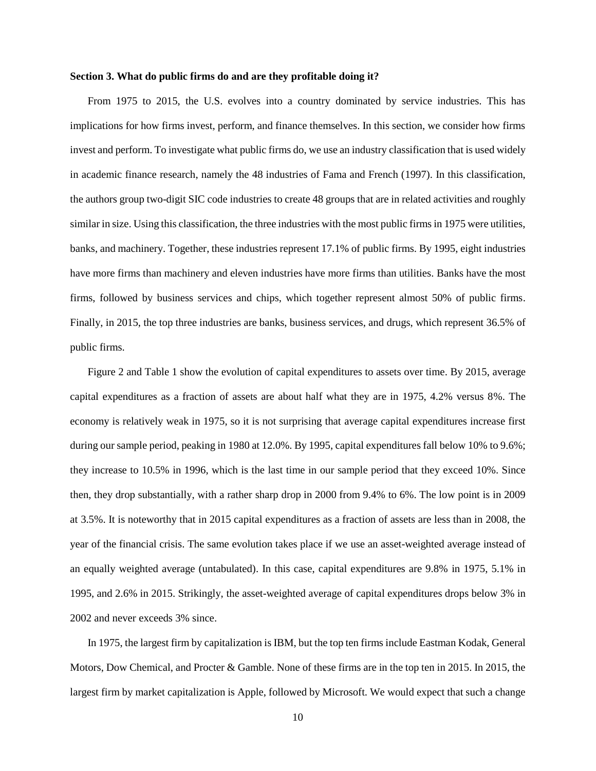**Section 3. What do public firms do and are they profitable doing it?**

From 1975 to 2015, the U.S. evolves into a country dominated by service industries. This has implications for how firms invest, perform, and finance themselves. In this section, we consider how firms invest and perform. To investigate what public firms do, we use an industry classification that is used widely in academic finance research, namely the 48 industries of Fama and French (1997). In this classification, the authors group two-digit SIC code industries to create 48 groups that are in related activities and roughly similar in size. Using this classification, the three industries with the most public firms in 1975 were utilities, banks, and machinery. Together, these industries represent 17.1% of public firms. By 1995, eight industries have more firms than machinery and eleven industries have more firms than utilities. Banks have the most firms, followed by business services and chips, which together represent almost 50% of public firms. Finally, in 2015, the top three industries are banks, business services, and drugs, which represent 36.5% of public firms.

Figure 2 and Table 1 show the evolution of capital expenditures to assets over time. By 2015, average capital expenditures as a fraction of assets are about half what they are in 1975, 4.2% versus 8%. The economy is relatively weak in 1975, so it is not surprising that average capital expenditures increase first during our sample period, peaking in 1980 at 12.0%. By 1995, capital expenditures fall below 10% to 9.6%; they increase to 10.5% in 1996, which is the last time in our sample period that they exceed 10%. Since then, they drop substantially, with a rather sharp drop in 2000 from 9.4% to 6%. The low point is in 2009 at 3.5%. It is noteworthy that in 2015 capital expenditures as a fraction of assets are less than in 2008, the year of the financial crisis. The same evolution takes place if we use an asset-weighted average instead of an equally weighted average (untabulated). In this case, capital expenditures are 9.8% in 1975, 5.1% in 1995, and 2.6% in 2015. Strikingly, the asset-weighted average of capital expenditures drops below 3% in 2002 and never exceeds 3% since.

In 1975, the largest firm by capitalization is IBM, but the top ten firms include Eastman Kodak, General Motors, Dow Chemical, and Procter & Gamble. None of these firms are in the top ten in 2015. In 2015, the largest firm by market capitalization is Apple, followed by Microsoft. We would expect that such a change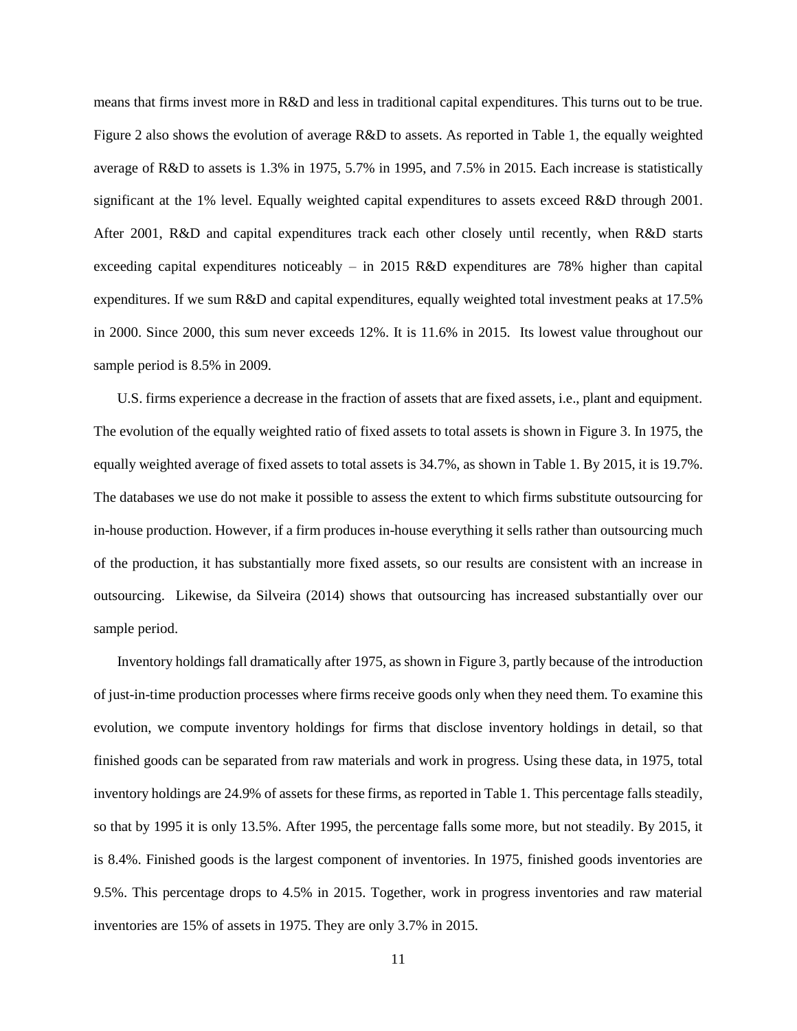means that firms invest more in R&D and less in traditional capital expenditures. This turns out to be true. Figure 2 also shows the evolution of average R&D to assets. As reported in Table 1, the equally weighted average of R&D to assets is 1.3% in 1975, 5.7% in 1995, and 7.5% in 2015. Each increase is statistically significant at the 1% level. Equally weighted capital expenditures to assets exceed R&D through 2001. After 2001, R&D and capital expenditures track each other closely until recently, when R&D starts exceeding capital expenditures noticeably – in 2015 R&D expenditures are 78% higher than capital expenditures. If we sum R&D and capital expenditures, equally weighted total investment peaks at 17.5% in 2000. Since 2000, this sum never exceeds 12%. It is 11.6% in 2015. Its lowest value throughout our sample period is 8.5% in 2009.

U.S. firms experience a decrease in the fraction of assets that are fixed assets, i.e., plant and equipment. The evolution of the equally weighted ratio of fixed assets to total assets is shown in Figure 3. In 1975, the equally weighted average of fixed assets to total assets is 34.7%, as shown in Table 1. By 2015, it is 19.7%. The databases we use do not make it possible to assess the extent to which firms substitute outsourcing for in-house production. However, if a firm produces in-house everything it sells rather than outsourcing much of the production, it has substantially more fixed assets, so our results are consistent with an increase in outsourcing. Likewise, da Silveira (2014) shows that outsourcing has increased substantially over our sample period.

Inventory holdings fall dramatically after 1975, as shown in Figure 3, partly because of the introduction of just-in-time production processes where firms receive goods only when they need them. To examine this evolution, we compute inventory holdings for firms that disclose inventory holdings in detail, so that finished goods can be separated from raw materials and work in progress. Using these data, in 1975, total inventory holdings are 24.9% of assets for these firms, as reported in Table 1. This percentage falls steadily, so that by 1995 it is only 13.5%. After 1995, the percentage falls some more, but not steadily. By 2015, it is 8.4%. Finished goods is the largest component of inventories. In 1975, finished goods inventories are 9.5%. This percentage drops to 4.5% in 2015. Together, work in progress inventories and raw material inventories are 15% of assets in 1975. They are only 3.7% in 2015.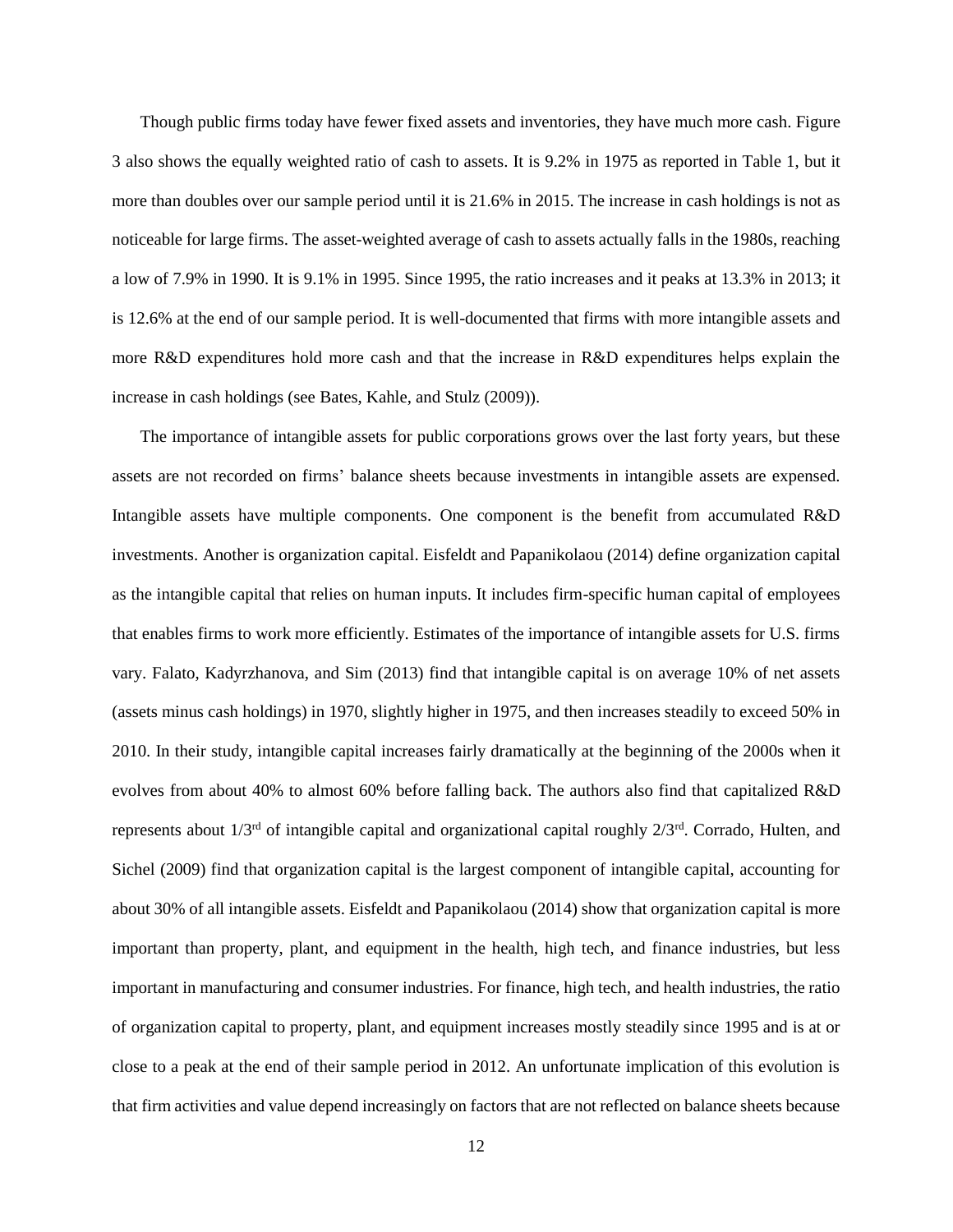Though public firms today have fewer fixed assets and inventories, they have much more cash. Figure 3 also shows the equally weighted ratio of cash to assets. It is 9.2% in 1975 as reported in Table 1, but it more than doubles over our sample period until it is 21.6% in 2015. The increase in cash holdings is not as noticeable for large firms. The asset-weighted average of cash to assets actually falls in the 1980s, reaching a low of 7.9% in 1990. It is 9.1% in 1995. Since 1995, the ratio increases and it peaks at 13.3% in 2013; it is 12.6% at the end of our sample period. It is well-documented that firms with more intangible assets and more R&D expenditures hold more cash and that the increase in R&D expenditures helps explain the increase in cash holdings (see Bates, Kahle, and Stulz (2009)).

The importance of intangible assets for public corporations grows over the last forty years, but these assets are not recorded on firms' balance sheets because investments in intangible assets are expensed. Intangible assets have multiple components. One component is the benefit from accumulated R&D investments. Another is organization capital. Eisfeldt and Papanikolaou (2014) define organization capital as the intangible capital that relies on human inputs. It includes firm-specific human capital of employees that enables firms to work more efficiently. Estimates of the importance of intangible assets for U.S. firms vary. Falato, Kadyrzhanova, and Sim (2013) find that intangible capital is on average 10% of net assets (assets minus cash holdings) in 1970, slightly higher in 1975, and then increases steadily to exceed 50% in 2010. In their study, intangible capital increases fairly dramatically at the beginning of the 2000s when it evolves from about 40% to almost 60% before falling back. The authors also find that capitalized R&D represents about 1/3rd of intangible capital and organizational capital roughly 2/3rd. Corrado, Hulten, and Sichel (2009) find that organization capital is the largest component of intangible capital, accounting for about 30% of all intangible assets. Eisfeldt and Papanikolaou (2014) show that organization capital is more important than property, plant, and equipment in the health, high tech, and finance industries, but less important in manufacturing and consumer industries. For finance, high tech, and health industries, the ratio of organization capital to property, plant, and equipment increases mostly steadily since 1995 and is at or close to a peak at the end of their sample period in 2012. An unfortunate implication of this evolution is that firm activities and value depend increasingly on factors that are not reflected on balance sheets because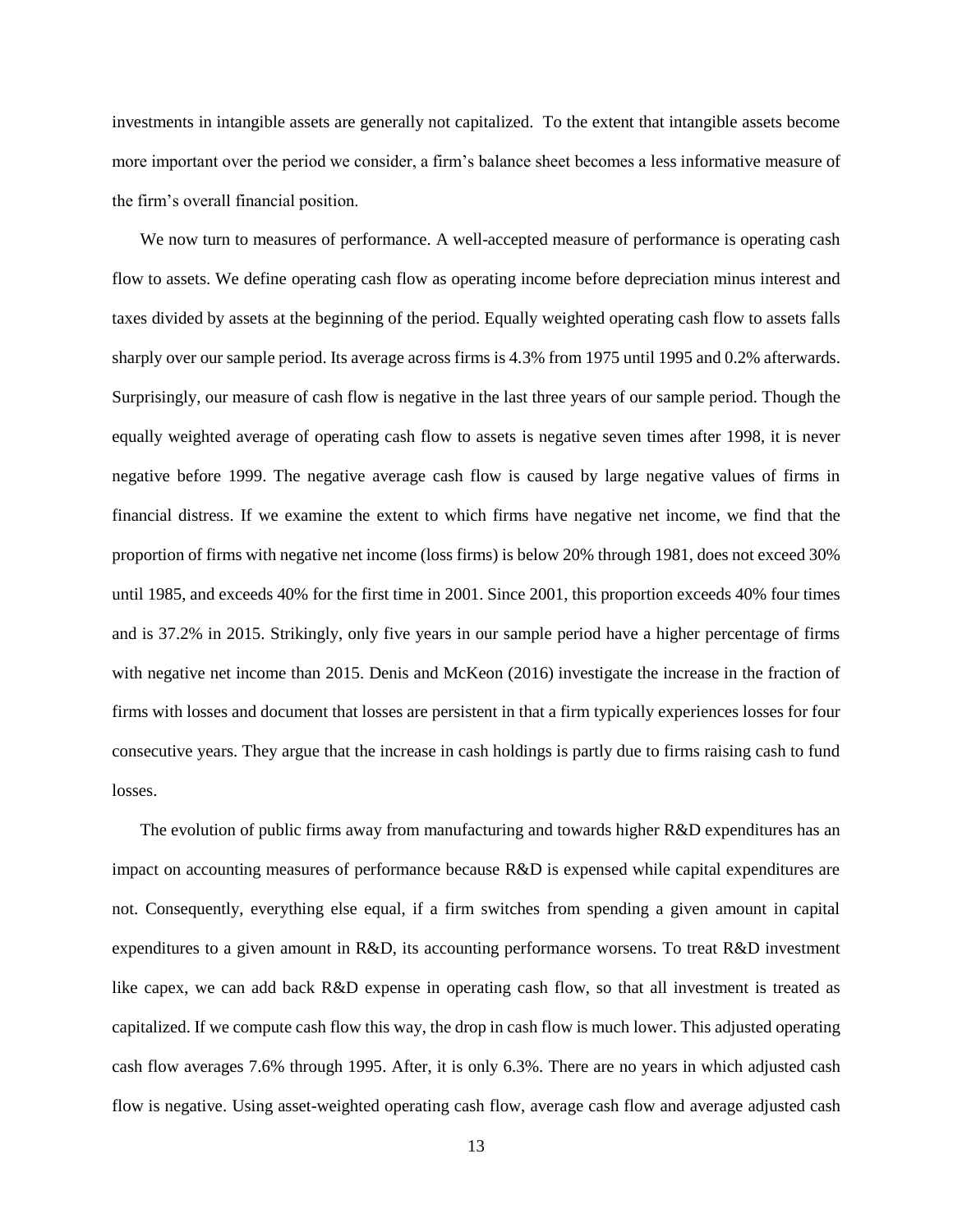investments in intangible assets are generally not capitalized. To the extent that intangible assets become more important over the period we consider, a firm's balance sheet becomes a less informative measure of the firm's overall financial position.

We now turn to measures of performance. A well-accepted measure of performance is operating cash flow to assets. We define operating cash flow as operating income before depreciation minus interest and taxes divided by assets at the beginning of the period. Equally weighted operating cash flow to assets falls sharply over our sample period. Its average across firms is 4.3% from 1975 until 1995 and 0.2% afterwards. Surprisingly, our measure of cash flow is negative in the last three years of our sample period. Though the equally weighted average of operating cash flow to assets is negative seven times after 1998, it is never negative before 1999. The negative average cash flow is caused by large negative values of firms in financial distress. If we examine the extent to which firms have negative net income, we find that the proportion of firms with negative net income (loss firms) is below 20% through 1981, does not exceed 30% until 1985, and exceeds 40% for the first time in 2001. Since 2001, this proportion exceeds 40% four times and is 37.2% in 2015. Strikingly, only five years in our sample period have a higher percentage of firms with negative net income than 2015. Denis and McKeon (2016) investigate the increase in the fraction of firms with losses and document that losses are persistent in that a firm typically experiences losses for four consecutive years. They argue that the increase in cash holdings is partly due to firms raising cash to fund losses.

The evolution of public firms away from manufacturing and towards higher R&D expenditures has an impact on accounting measures of performance because R&D is expensed while capital expenditures are not. Consequently, everything else equal, if a firm switches from spending a given amount in capital expenditures to a given amount in R&D, its accounting performance worsens. To treat R&D investment like capex, we can add back R&D expense in operating cash flow, so that all investment is treated as capitalized. If we compute cash flow this way, the drop in cash flow is much lower. This adjusted operating cash flow averages 7.6% through 1995. After, it is only 6.3%. There are no years in which adjusted cash flow is negative. Using asset-weighted operating cash flow, average cash flow and average adjusted cash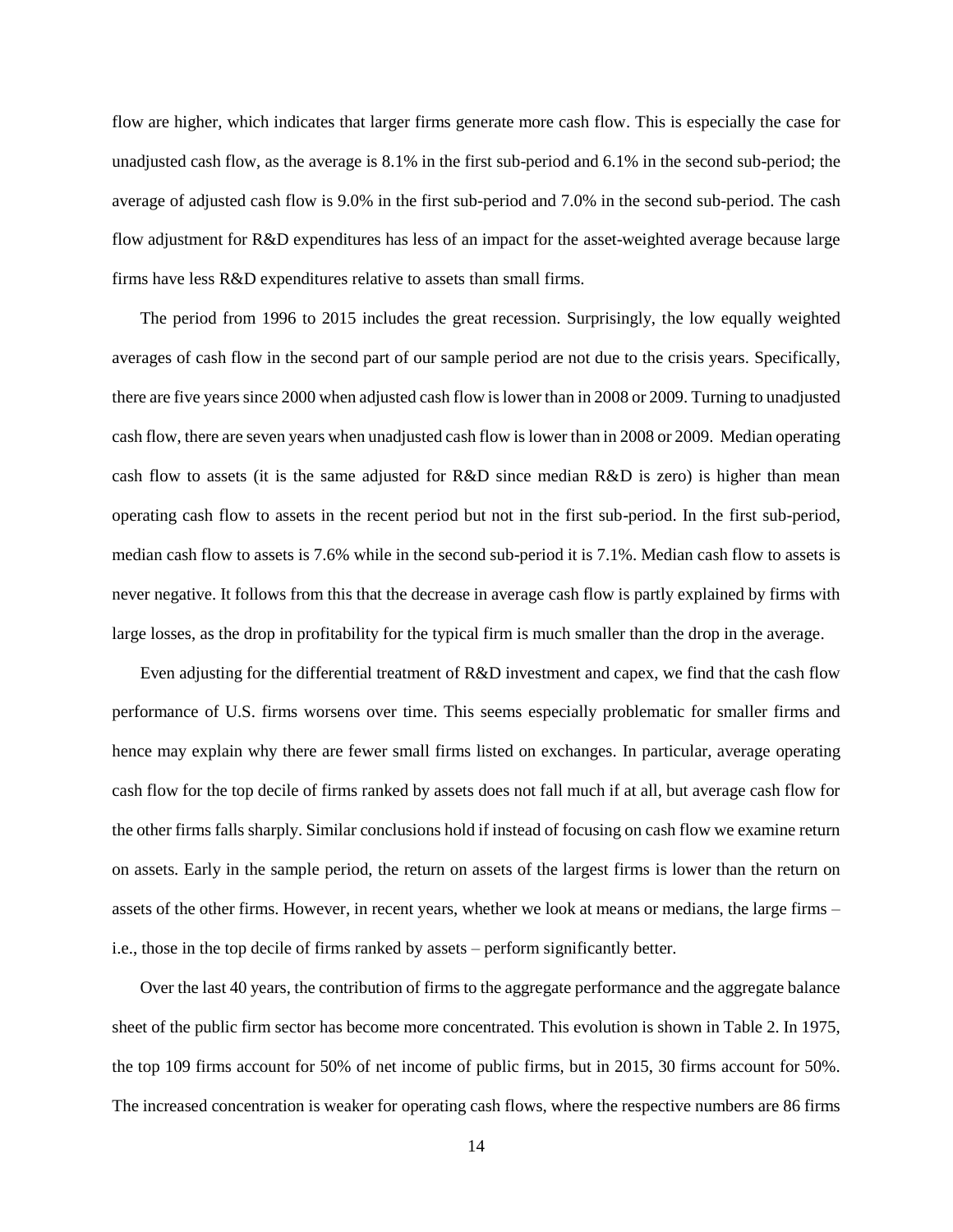flow are higher, which indicates that larger firms generate more cash flow. This is especially the case for unadjusted cash flow, as the average is 8.1% in the first sub-period and 6.1% in the second sub-period; the average of adjusted cash flow is 9.0% in the first sub-period and 7.0% in the second sub-period. The cash flow adjustment for R&D expenditures has less of an impact for the asset-weighted average because large firms have less R&D expenditures relative to assets than small firms.

The period from 1996 to 2015 includes the great recession. Surprisingly, the low equally weighted averages of cash flow in the second part of our sample period are not due to the crisis years. Specifically, there are five years since 2000 when adjusted cash flow is lower than in 2008 or 2009. Turning to unadjusted cash flow, there are seven years when unadjusted cash flow is lower than in 2008 or 2009. Median operating cash flow to assets (it is the same adjusted for R&D since median R&D is zero) is higher than mean operating cash flow to assets in the recent period but not in the first sub-period. In the first sub-period, median cash flow to assets is 7.6% while in the second sub-period it is 7.1%. Median cash flow to assets is never negative. It follows from this that the decrease in average cash flow is partly explained by firms with large losses, as the drop in profitability for the typical firm is much smaller than the drop in the average.

Even adjusting for the differential treatment of R&D investment and capex, we find that the cash flow performance of U.S. firms worsens over time. This seems especially problematic for smaller firms and hence may explain why there are fewer small firms listed on exchanges. In particular, average operating cash flow for the top decile of firms ranked by assets does not fall much if at all, but average cash flow for the other firms falls sharply. Similar conclusions hold if instead of focusing on cash flow we examine return on assets. Early in the sample period, the return on assets of the largest firms is lower than the return on assets of the other firms. However, in recent years, whether we look at means or medians, the large firms – i.e., those in the top decile of firms ranked by assets – perform significantly better.

Over the last 40 years, the contribution of firms to the aggregate performance and the aggregate balance sheet of the public firm sector has become more concentrated. This evolution is shown in Table 2. In 1975, the top 109 firms account for 50% of net income of public firms, but in 2015, 30 firms account for 50%. The increased concentration is weaker for operating cash flows, where the respective numbers are 86 firms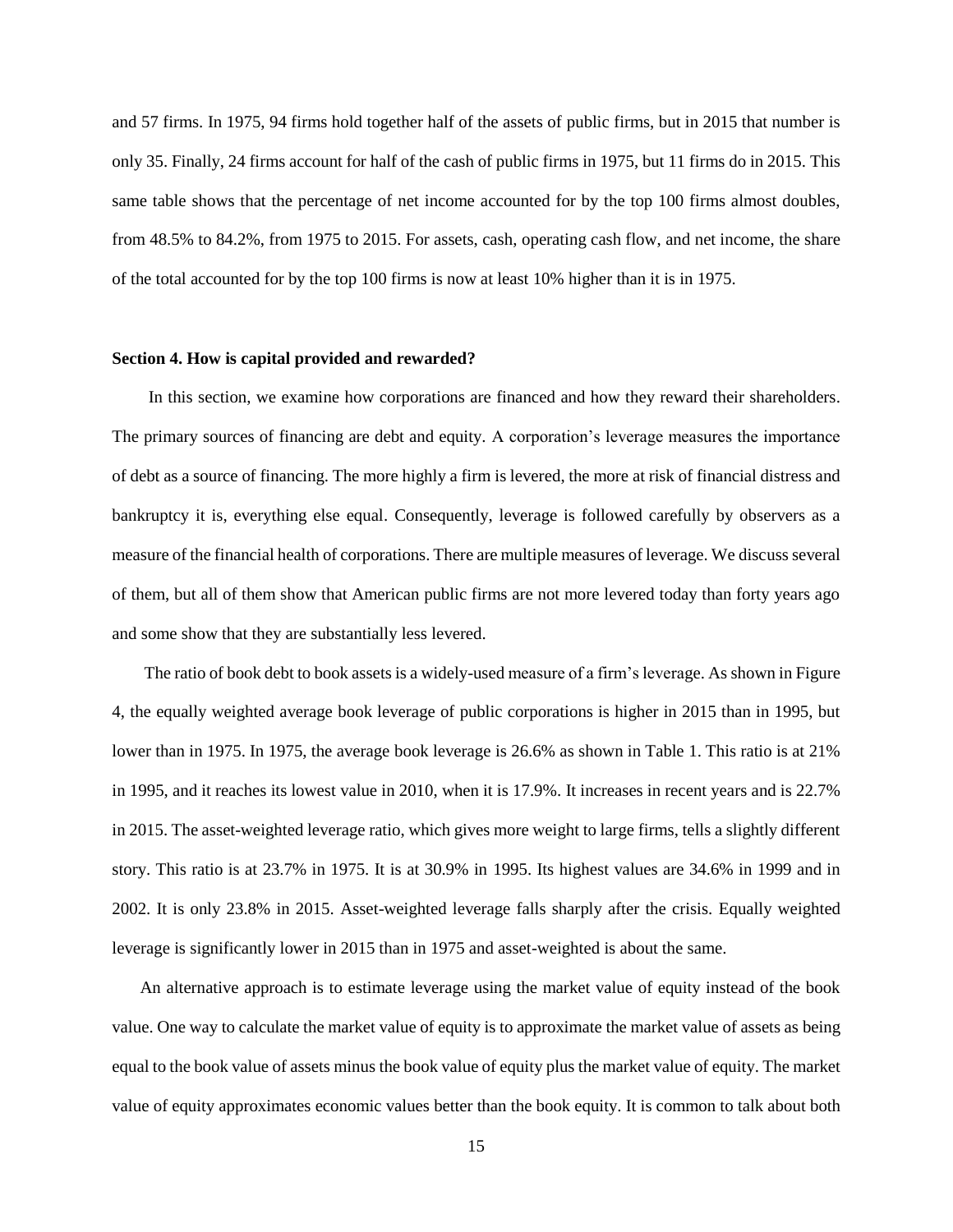and 57 firms. In 1975, 94 firms hold together half of the assets of public firms, but in 2015 that number is only 35. Finally, 24 firms account for half of the cash of public firms in 1975, but 11 firms do in 2015. This same table shows that the percentage of net income accounted for by the top 100 firms almost doubles, from 48.5% to 84.2%, from 1975 to 2015. For assets, cash, operating cash flow, and net income, the share of the total accounted for by the top 100 firms is now at least 10% higher than it is in 1975.

### Section 4. How is capital provided and rewarded?

In this section, we examine how corporations are financed and how they reward their shareholders. The primary sources of financing are debt and equity. A corporation's leverage measures the importance of debt as a source of financing. The more highly a firm is levered, the more at risk of financial distress and bankruptcy it is, everything else equal. Consequently, leverage is followed carefully by observers as a measure of the financial health of corporations. There are multiple measures of leverage. We discuss several of them, but all of them show that American public firms are not more levered today than forty years ago and some show that they are substantially less levered.

The ratio of book debt to book assets is a widely-used measure of a firm's leverage. As shown in Figure 4, the equally weighted average book leverage of public corporations is higher in 2015 than in 1995, but lower than in 1975. In 1975, the average book leverage is 26.6% as shown in Table 1. This ratio is at 21% in 1995, and it reaches its lowest value in 2010, when it is 17.9%. It increases in recent years and is 22.7% in 2015. The asset-weighted leverage ratio, which gives more weight to large firms, tells a slightly different story. This ratio is at 23.7% in 1975. It is at 30.9% in 1995. Its highest values are 34.6% in 1999 and in 2002. It is only 23.8% in 2015. Asset-weighted leverage falls sharply after the crisis. Equally weighted leverage is significantly lower in 2015 than in 1975 and asset-weighted is about the same.

An alternative approach is to estimate leverage using the market value of equity instead of the book value. One way to calculate the market value of equity is to approximate the market value of assets as being equal to the book value of assets minus the book value of equity plus the market value of equity. The market value of equity approximates economic values better than the book equity. It is common to talk about both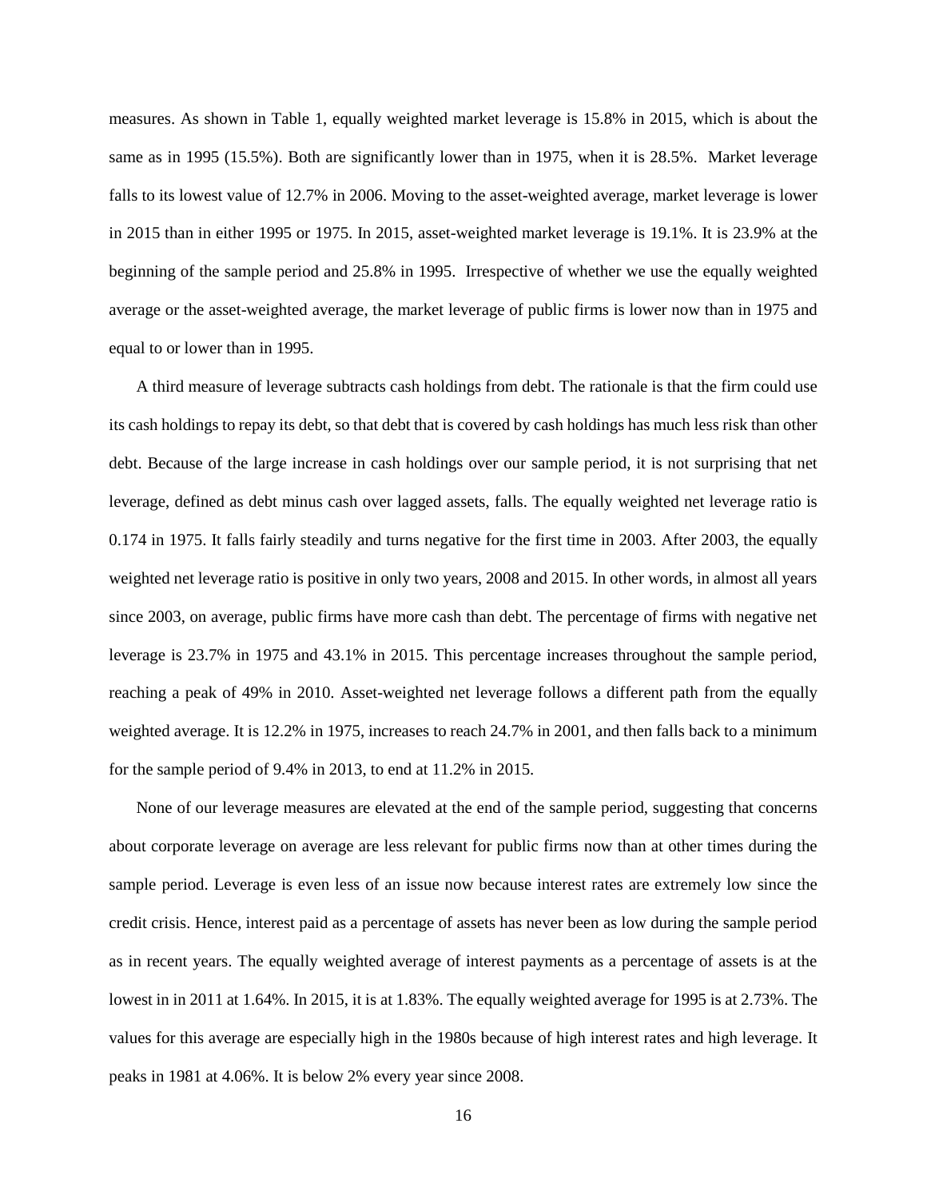measures. As shown in Table 1, equally weighted market leverage is 15.8% in 2015, which is about the same as in 1995 (15.5%). Both are significantly lower than in 1975, when it is 28.5%. Market leverage falls to its lowest value of 12.7% in 2006. Moving to the asset-weighted average, market leverage is lower in 2015 than in either 1995 or 1975. In 2015, asset-weighted market leverage is 19.1%. It is 23.9% at the beginning of the sample period and 25.8% in 1995. Irrespective of whether we use the equally weighted average or the asset-weighted average, the market leverage of public firms is lower now than in 1975 and equal to or lower than in 1995.

A third measure of leverage subtracts cash holdings from debt. The rationale is that the firm could use its cash holdings to repay its debt, so that debt that is covered by cash holdings has much less risk than other debt. Because of the large increase in cash holdings over our sample period, it is not surprising that net leverage, defined as debt minus cash over lagged assets, falls. The equally weighted net leverage ratio is 0.174 in 1975. It falls fairly steadily and turns negative for the first time in 2003. After 2003, the equally weighted net leverage ratio is positive in only two years, 2008 and 2015. In other words, in almost all years since 2003, on average, public firms have more cash than debt. The percentage of firms with negative net leverage is 23.7% in 1975 and 43.1% in 2015. This percentage increases throughout the sample period, reaching a peak of 49% in 2010. Asset-weighted net leverage follows a different path from the equally weighted average. It is 12.2% in 1975, increases to reach 24.7% in 2001, and then falls back to a minimum for the sample period of 9.4% in 2013, to end at 11.2% in 2015.

None of our leverage measures are elevated at the end of the sample period, suggesting that concerns about corporate leverage on average are less relevant for public firms now than at other times during the sample period. Leverage is even less of an issue now because interest rates are extremely low since the credit crisis. Hence, interest paid as a percentage of assets has never been as low during the sample period as in recent years. The equally weighted average of interest payments as a percentage of assets is at the lowest in in 2011 at 1.64%. In 2015, it is at 1.83%. The equally weighted average for 1995 is at 2.73%. The values for this average are especially high in the 1980s because of high interest rates and high leverage. It peaks in 1981 at 4.06%. It is below 2% every year since 2008.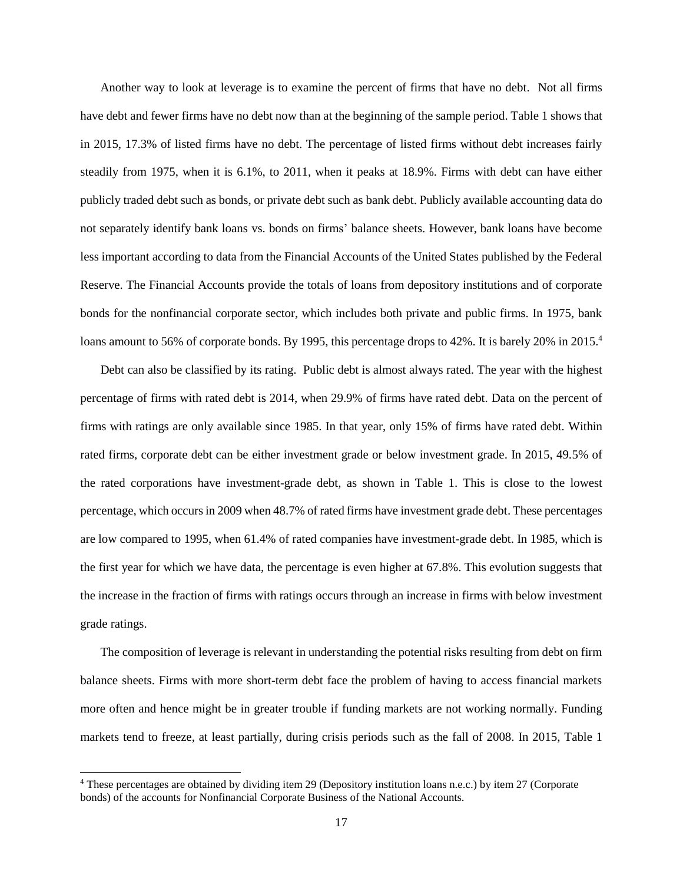Another way to look at leverage is to examine the percent of firms that have no debt. Not all firms have debt and fewer firms have no debt now than at the beginning of the sample period. Table 1 shows that in 2015, 17.3% of listed firms have no debt. The percentage of listed firms without debt increases fairly steadily from 1975, when it is 6.1%, to 2011, when it peaks at 18.9%. Firms with debt can have either publicly traded debt such as bonds, or private debt such as bank debt. Publicly available accounting data do not separately identify bank loans vs. bonds on firms' balance sheets. However, bank loans have become less important according to data from the Financial Accounts of the United States published by the Federal Reserve. The Financial Accounts provide the totals of loans from depository institutions and of corporate bonds for the nonfinancial corporate sector, which includes both private and public firms. In 1975, bank loans amount to 56% of corporate bonds. By 1995, this percentage drops to 42%. It is barely 20% in 2015.[4]

Debt can also be classified by its rating. Public debt is almost always rated. The year with the highest percentage of firms with rated debt is 2014, when 29.9% of firms have rated debt. Data on the percent of firms with ratings are only available since 1985. In that year, only 15% of firms have rated debt. Within rated firms, corporate debt can be either investment grade or below investment grade. In 2015, 49.5% of the rated corporations have investment-grade debt, as shown in Table 1. This is close to the lowest percentage, which occurs in 2009 when 48.7% of rated firms have investment grade debt. These percentages are low compared to 1995, when 61.4% of rated companies have investment-grade debt. In 1985, which is the first year for which we have data, the percentage is even higher at 67.8%. This evolution suggests that the increase in the fraction of firms with ratings occurs through an increase in firms with below investment grade ratings.

The composition of leverage is relevant in understanding the potential risks resulting from debt on firm balance sheets. Firms with more short-term debt face the problem of having to access financial markets more often and hence might be in greater trouble if funding markets are not working normally. Funding markets tend to freeze, at least partially, during crisis periods such as the fall of 2008. In 2015, Table 1

[4] These percentages are obtained by dividing item 29 (Depository institution loans n.e.c.) by item 27 (Corporate bonds) of the accounts for Nonfinancial Corporate Business of the National Accounts.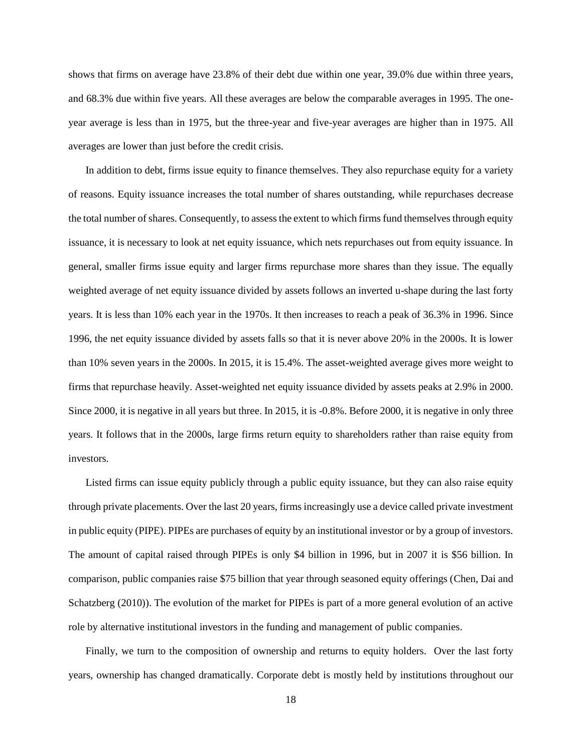shows that firms on average have 23.8% of their debt due within one year, 39.0% due within three years, and 68.3% due within five years. All these averages are below the comparable averages in 1995. The one-year average is less than in 1975, but the three-year and five-year averages are higher than in 1975. All averages are lower than just before the credit crisis.

In addition to debt, firms issue equity to finance themselves. They also repurchase equity for a variety of reasons. Equity issuance increases the total number of shares outstanding, while repurchases decrease the total number of shares. Consequently, to assess the extent to which firms fund themselves through equity issuance, it is necessary to look at net equity issuance, which nets repurchases out from equity issuance. In general, smaller firms issue equity and larger firms repurchase more shares than they issue. The equally weighted average of net equity issuance divided by assets follows an inverted u-shape during the last forty years. It is less than 10% each year in the 1970s. It then increases to reach a peak of 36.3% in 1996. Since 1996, the net equity issuance divided by assets falls so that it is never above 20% in the 2000s. It is lower than 10% seven years in the 2000s. In 2015, it is 15.4%. The asset-weighted average gives more weight to firms that repurchase heavily. Asset-weighted net equity issuance divided by assets peaks at 2.9% in 2000. Since 2000, it is negative in all years but three. In 2015, it is -0.8%. Before 2000, it is negative in only three years. It follows that in the 2000s, large firms return equity to shareholders rather than raise equity from investors.

Listed firms can issue equity publicly through a public equity issuance, but they can also raise equity through private placements. Over the last 20 years, firms increasingly use a device called private investment in public equity (PIPE). PIPEs are purchases of equity by an institutional investor or by a group of investors. The amount of capital raised through PIPEs is only $4 billion in 1996, but in 2007 it is $56 billion. In comparison, public companies raise $75 billion that year through seasoned equity offerings (Chen, Dai and Schatzberg (2010)). The evolution of the market for PIPEs is part of a more general evolution of an active role by alternative institutional investors in the funding and management of public companies.

Finally, we turn to the composition of ownership and returns to equity holders. Over the last forty years, ownership has changed dramatically. Corporate debt is mostly held by institutions throughout our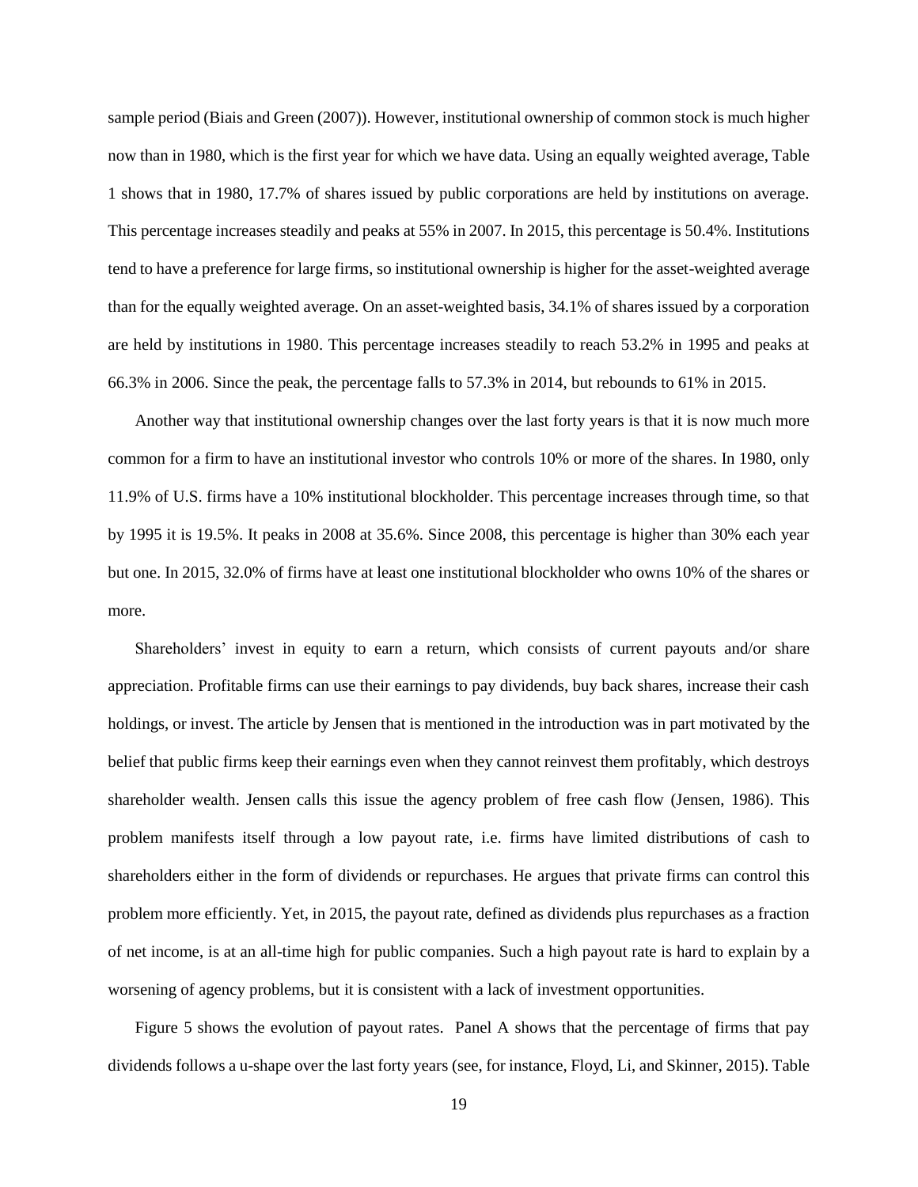sample period (Biais and Green (2007)). However, institutional ownership of common stock is much higher now than in 1980, which is the first year for which we have data. Using an equally weighted average, Table 1 shows that in 1980, 17.7% of shares issued by public corporations are held by institutions on average. This percentage increases steadily and peaks at 55% in 2007. In 2015, this percentage is 50.4%. Institutions tend to have a preference for large firms, so institutional ownership is higher for the asset-weighted average than for the equally weighted average. On an asset-weighted basis, 34.1% of shares issued by a corporation are held by institutions in 1980. This percentage increases steadily to reach 53.2% in 1995 and peaks at 66.3% in 2006. Since the peak, the percentage falls to 57.3% in 2014, but rebounds to 61% in 2015.

Another way that institutional ownership changes over the last forty years is that it is now much more common for a firm to have an institutional investor who controls 10% or more of the shares. In 1980, only 11.9% of U.S. firms have a 10% institutional blockholder. This percentage increases through time, so that by 1995 it is 19.5%. It peaks in 2008 at 35.6%. Since 2008, this percentage is higher than 30% each year but one. In 2015, 32.0% of firms have at least one institutional blockholder who owns 10% of the shares or more.

Shareholders' invest in equity to earn a return, which consists of current payouts and/or share appreciation. Profitable firms can use their earnings to pay dividends, buy back shares, increase their cash holdings, or invest. The article by Jensen that is mentioned in the introduction was in part motivated by the belief that public firms keep their earnings even when they cannot reinvest them profitably, which destroys shareholder wealth. Jensen calls this issue the agency problem of free cash flow (Jensen, 1986). This problem manifests itself through a low payout rate, i.e. firms have limited distributions of cash to shareholders either in the form of dividends or repurchases. He argues that private firms can control this problem more efficiently. Yet, in 2015, the payout rate, defined as dividends plus repurchases as a fraction of net income, is at an all-time high for public companies. Such a high payout rate is hard to explain by a worsening of agency problems, but it is consistent with a lack of investment opportunities.

Figure 5 shows the evolution of payout rates. Panel A shows that the percentage of firms that pay dividends follows a u-shape over the last forty years (see, for instance, Floyd, Li, and Skinner, 2015). Table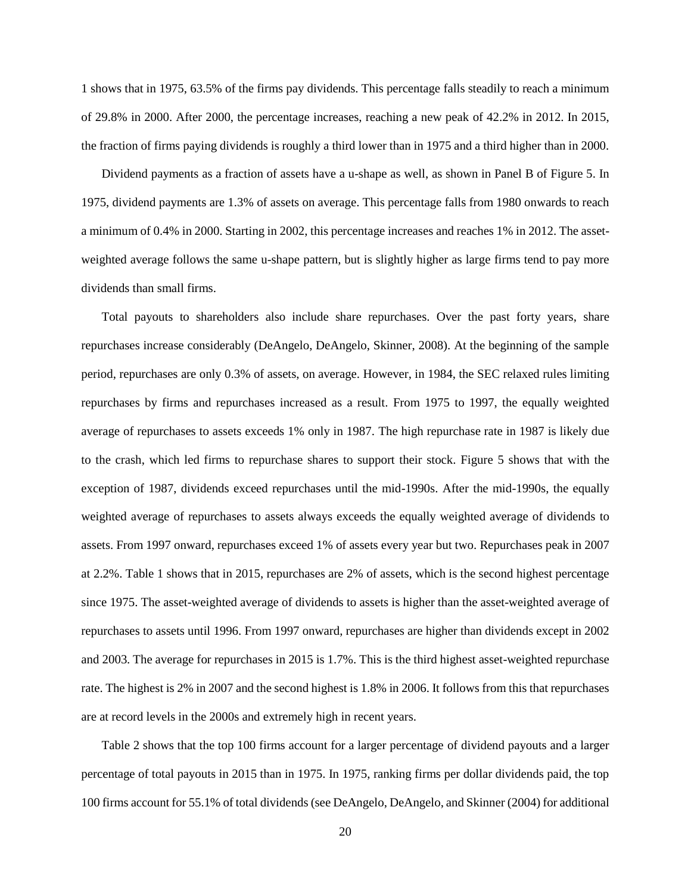1 shows that in 1975, 63.5% of the firms pay dividends. This percentage falls steadily to reach a minimum of 29.8% in 2000. After 2000, the percentage increases, reaching a new peak of 42.2% in 2012. In 2015, the fraction of firms paying dividends is roughly a third lower than in 1975 and a third higher than in 2000.

Dividend payments as a fraction of assets have a u-shape as well, as shown in Panel B of Figure 5. In 1975, dividend payments are 1.3% of assets on average. This percentage falls from 1980 onwards to reach a minimum of 0.4% in 2000. Starting in 2002, this percentage increases and reaches 1% in 2012. The asset-weighted average follows the same u-shape pattern, but is slightly higher as large firms tend to pay more dividends than small firms.

Total payouts to shareholders also include share repurchases. Over the past forty years, share repurchases increase considerably (DeAngelo, DeAngelo, Skinner, 2008). At the beginning of the sample period, repurchases are only 0.3% of assets, on average. However, in 1984, the SEC relaxed rules limiting repurchases by firms and repurchases increased as a result. From 1975 to 1997, the equally weighted average of repurchases to assets exceeds 1% only in 1987. The high repurchase rate in 1987 is likely due to the crash, which led firms to repurchase shares to support their stock. Figure 5 shows that with the exception of 1987, dividends exceed repurchases until the mid-1990s. After the mid-1990s, the equally weighted average of repurchases to assets always exceeds the equally weighted average of dividends to assets. From 1997 onward, repurchases exceed 1% of assets every year but two. Repurchases peak in 2007 at 2.2%. Table 1 shows that in 2015, repurchases are 2% of assets, which is the second highest percentage since 1975. The asset-weighted average of dividends to assets is higher than the asset-weighted average of repurchases to assets until 1996. From 1997 onward, repurchases are higher than dividends except in 2002 and 2003. The average for repurchases in 2015 is 1.7%. This is the third highest asset-weighted repurchase rate. The highest is 2% in 2007 and the second highest is 1.8% in 2006. It follows from this that repurchases are at record levels in the 2000s and extremely high in recent years.

Table 2 shows that the top 100 firms account for a larger percentage of dividend payouts and a larger percentage of total payouts in 2015 than in 1975. In 1975, ranking firms per dollar dividends paid, the top 100 firms account for 55.1% of total dividends (see DeAngelo, DeAngelo, and Skinner (2004) for additional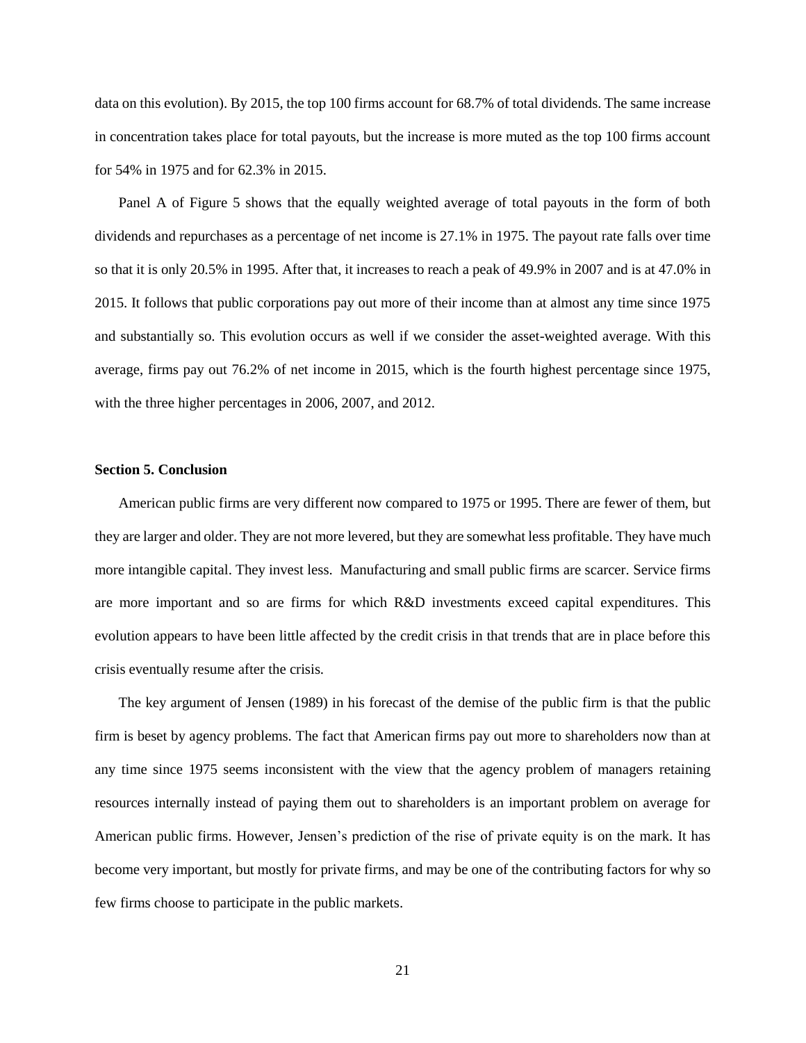data on this evolution). By 2015, the top 100 firms account for 68.7% of total dividends. The same increase in concentration takes place for total payouts, but the increase is more muted as the top 100 firms account for 54% in 1975 and for 62.3% in 2015.

Panel A of Figure 5 shows that the equally weighted average of total payouts in the form of both dividends and repurchases as a percentage of net income is 27.1% in 1975. The payout rate falls over time so that it is only 20.5% in 1995. After that, it increases to reach a peak of 49.9% in 2007 and is at 47.0% in 2015. It follows that public corporations pay out more of their income than at almost any time since 1975 and substantially so. This evolution occurs as well if we consider the asset-weighted average. With this average, firms pay out 76.2% of net income in 2015, which is the fourth highest percentage since 1975, with the three higher percentages in 2006, 2007, and 2012.

## Section 5. Conclusion

American public firms are very different now compared to 1975 or 1995. There are fewer of them, but they are larger and older. They are not more levered, but they are somewhat less profitable. They have much more intangible capital. They invest less. Manufacturing and small public firms are scarcer. Service firms are more important and so are firms for which R&D investments exceed capital expenditures. This evolution appears to have been little affected by the credit crisis in that trends that are in place before this crisis eventually resume after the crisis.

The key argument of Jensen (1989) in his forecast of the demise of the public firm is that the public firm is beset by agency problems. The fact that American firms pay out more to shareholders now than at any time since 1975 seems inconsistent with the view that the agency problem of managers retaining resources internally instead of paying them out to shareholders is an important problem on average for American public firms. However, Jensen's prediction of the rise of private equity is on the mark. It has become very important, but mostly for private firms, and may be one of the contributing factors for why so few firms choose to participate in the public markets.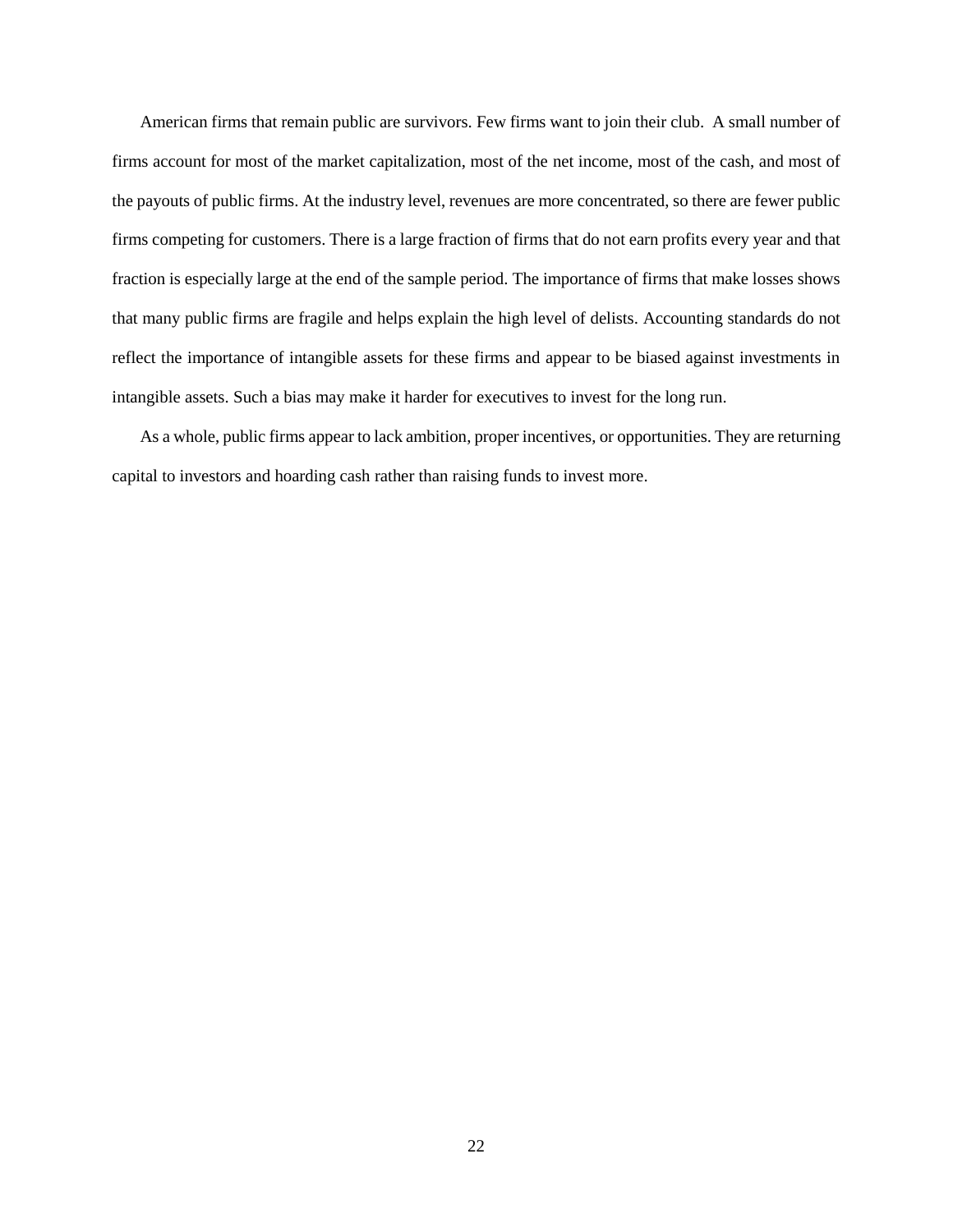American firms that remain public are survivors. Few firms want to join their club. A small number of firms account for most of the market capitalization, most of the net income, most of the cash, and most of the payouts of public firms. At the industry level, revenues are more concentrated, so there are fewer public firms competing for customers. There is a large fraction of firms that do not earn profits every year and that fraction is especially large at the end of the sample period. The importance of firms that make losses shows that many public firms are fragile and helps explain the high level of delists. Accounting standards do not reflect the importance of intangible assets for these firms and appear to be biased against investments in intangible assets. Such a bias may make it harder for executives to invest for the long run.

As a whole, public firms appear to lack ambition, proper incentives, or opportunities. They are returning capital to investors and hoarding cash rather than raising funds to invest more.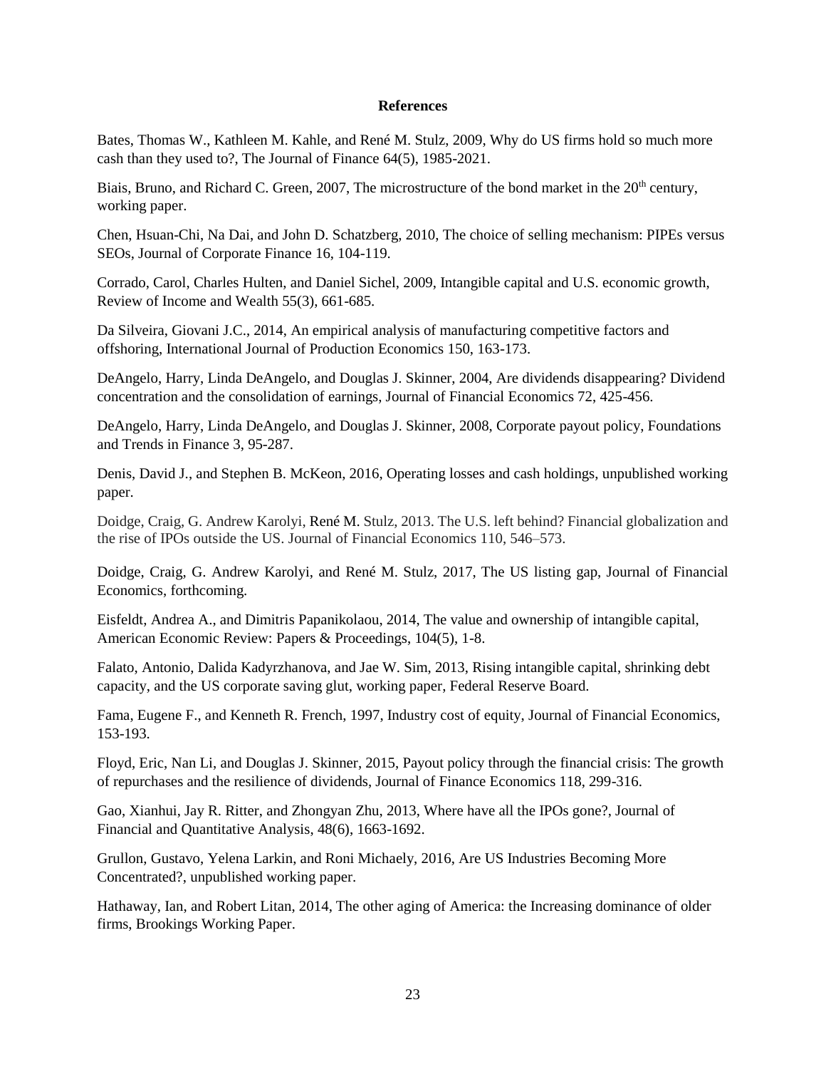**References**

Bates, Thomas W., Kathleen M. Kahle, and René M. Stulz, 2009, Why do US firms hold so much more cash than they used to?, The Journal of Finance 64(5), 1985-2021.

Biais, Bruno, and Richard C. Green, 2007, The microstructure of the bond market in the 20[th] century, working paper.

Chen, Hsuan-Chi, Na Dai, and John D. Schatzberg, 2010, The choice of selling mechanism: PIPEs versus SEOs, Journal of Corporate Finance 16, 104-119.

Corrado, Carol, Charles Hulten, and Daniel Sichel, 2009, Intangible capital and U.S. economic growth, Review of Income and Wealth 55(3), 661-685.

Da Silveira, Giovani J.C., 2014, An empirical analysis of manufacturing competitive factors and offshoring, International Journal of Production Economics 150, 163-173.

DeAngelo, Harry, Linda DeAngelo, and Douglas J. Skinner, 2004, Are dividends disappearing? Dividend concentration and the consolidation of earnings, Journal of Financial Economics 72, 425-456.

DeAngelo, Harry, Linda DeAngelo, and Douglas J. Skinner, 2008, Corporate payout policy, Foundations and Trends in Finance 3, 95-287.

Denis, David J., and Stephen B. McKeon, 2016, Operating losses and cash holdings, unpublished working paper.

Doidge, Craig, G. Andrew Karolyi, René M. Stulz, 2013. The U.S. left behind? Financial globalization and the rise of IPOs outside the US. Journal of Financial Economics 110, 546–573.

Doidge, Craig, G. Andrew Karolyi, and René M. Stulz, 2017, The US listing gap, Journal of Financial Economics, forthcoming.

Eisfeldt, Andrea A., and Dimitris Papanikolaou, 2014, The value and ownership of intangible capital, American Economic Review: Papers & Proceedings, 104(5), 1-8.

Falato, Antonio, Dalida Kadyrzhanova, and Jae W. Sim, 2013, Rising intangible capital, shrinking debt capacity, and the US corporate saving glut, working paper, Federal Reserve Board.

Fama, Eugene F., and Kenneth R. French, 1997, Industry cost of equity, Journal of Financial Economics, 153-193.

Floyd, Eric, Nan Li, and Douglas J. Skinner, 2015, Payout policy through the financial crisis: The growth of repurchases and the resilience of dividends, Journal of Finance Economics 118, 299-316.

Gao, Xianhui, Jay R. Ritter, and Zhongyan Zhu, 2013, Where have all the IPOs gone?, Journal of Financial and Quantitative Analysis, 48(6), 1663-1692.

Grullon, Gustavo, Yelena Larkin, and Roni Michaely, 2016, Are US Industries Becoming More Concentrated?, unpublished working paper.

Hathaway, Ian, and Robert Litan, 2014, The other aging of America: the Increasing dominance of older firms, Brookings Working Paper.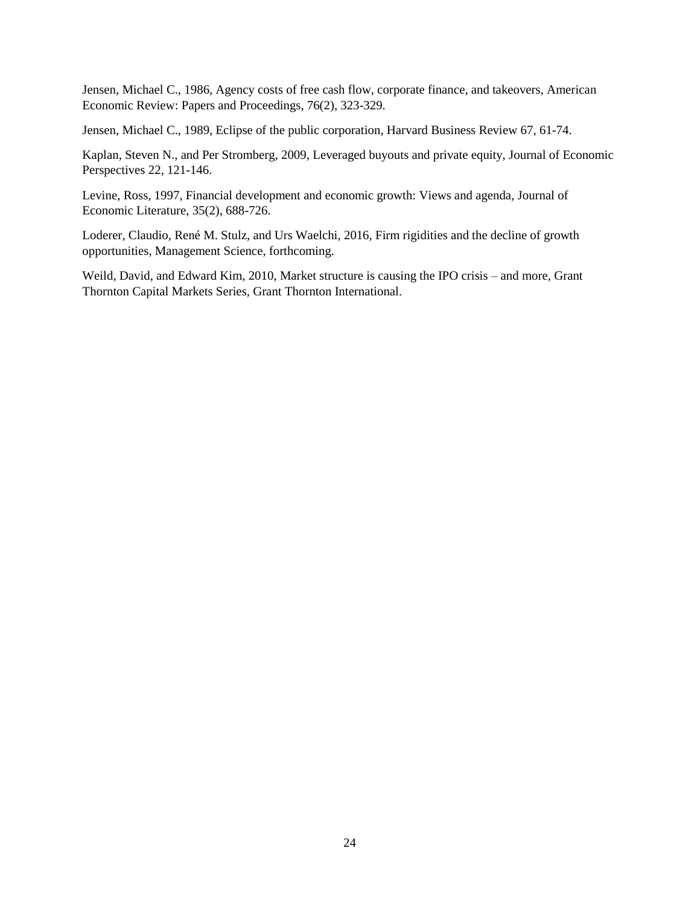Jensen, Michael C., 1986, Agency costs of free cash flow, corporate finance, and takeovers, American Economic Review: Papers and Proceedings, 76(2), 323-329.

Jensen, Michael C., 1989, Eclipse of the public corporation, Harvard Business Review 67, 61-74.

Kaplan, Steven N., and Per Stromberg, 2009, Leveraged buyouts and private equity, Journal of Economic Perspectives 22, 121-146.

Levine, Ross, 1997, Financial development and economic growth: Views and agenda, Journal of Economic Literature, 35(2), 688-726.

Loderer, Claudio, René M. Stulz, and Urs Waelchi, 2016, Firm rigidities and the decline of growth opportunities, Management Science, forthcoming.

Weild, David, and Edward Kim, 2010, Market structure is causing the IPO crisis – and more, Grant Thornton Capital Markets Series, Grant Thornton International.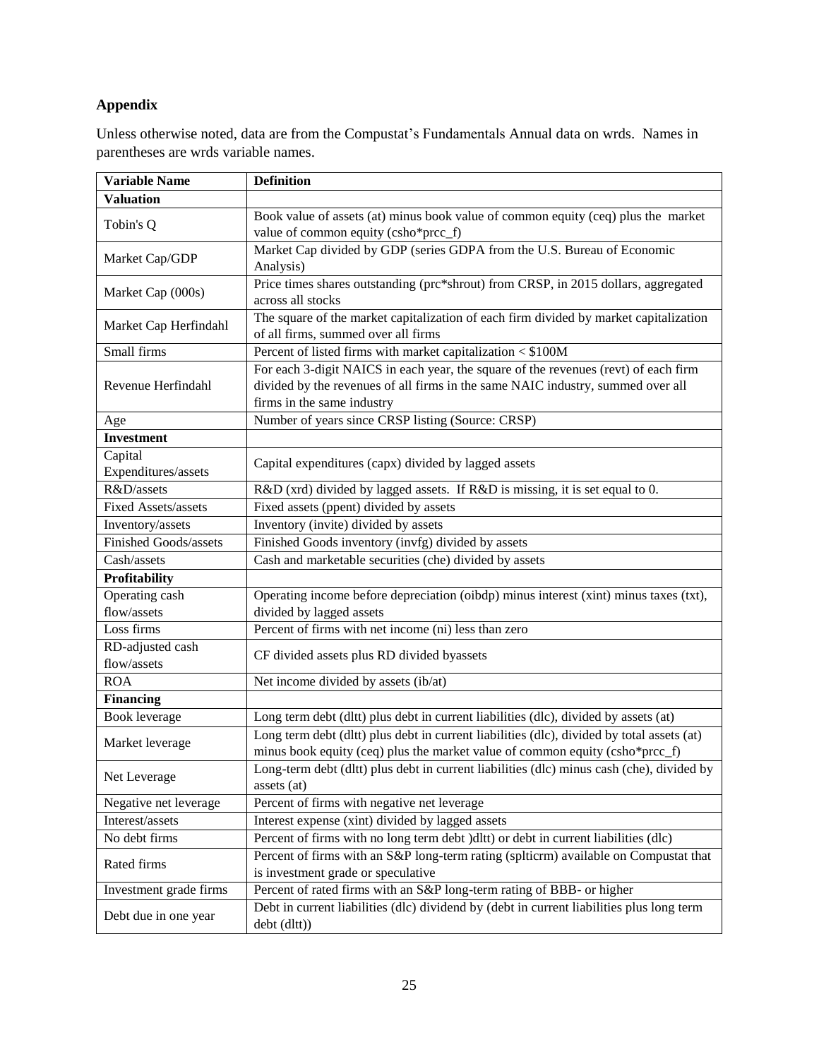## Appendix

Unless otherwise noted, data are from the Compustat's Fundamentals Annual data on wrds. Names in parentheses are wrds variable names.

| Variable Name | Definition |
|---|---|
| **Valuation** | |
| Tobin's Q | Book value of assets (at) minus book value of common equity (ceq) plus the market value of common equity (csho*prcc_f) |
| Market Cap/GDP | Market Cap divided by GDP (series GDPA from the U.S. Bureau of Economic Analysis) |
| Market Cap (000s) | Price times shares outstanding (prc*shrout) from CRSP, in 2015 dollars, aggregated across all stocks |
| Market Cap Herfindahl | The square of the market capitalization of each firm divided by market capitalization of all firms, summed over all firms |
| Small firms | Percent of listed firms with market capitalization < $100M |
| Revenue Herfindahl | For each 3-digit NAICS in each year, the square of the revenues (revt) of each firm divided by the revenues of all firms in the same NAIC industry, summed over all firms in the same industry |
| Age | Number of years since CRSP listing (Source: CRSP) |
| **Investment** | |
| Capital Expenditures/assets | Capital expenditures (capx) divided by lagged assets |
| R&D/assets | R&D (xrd) divided by lagged assets. If R&D is missing, it is set equal to 0. |
| Fixed Assets/assets | Fixed assets (ppent) divided by assets |
| Inventory/assets | Inventory (invite) divided by assets |
| Finished Goods/assets | Finished Goods inventory (invfg) divided by assets |
| Cash/assets | Cash and marketable securities (che) divided by assets |
| **Profitability** | |
| Operating cash flow/assets | Operating income before depreciation (oibdp) minus interest (xint) minus taxes (txt), divided by lagged assets |
| Loss firms | Percent of firms with net income (ni) less than zero |
| RD-adjusted cash flow/assets | CF divided assets plus RD divided byassets |
| ROA | Net income divided by assets (ib/at) |
| **Financing** | |
| Book leverage | Long term debt (dltt) plus debt in current liabilities (dlc), divided by assets (at) |
| Market leverage | Long term debt (dltt) plus debt in current liabilities (dlc), divided by total assets (at) minus book equity (ceq) plus the market value of common equity (csho*prcc_f) |
| Net Leverage | Long-term debt (dltt) plus debt in current liabilities (dlc) minus cash (che), divided by assets (at) |
| Negative net leverage | Percent of firms with negative net leverage |
| Interest/assets | Interest expense (xint) divided by lagged assets |
| No debt firms | Percent of firms with no long term debt )dltt) or debt in current liabilities (dlc) |
| Rated firms | Percent of firms with an S&P long-term rating (splticrm) available on Compustat that is investment grade or speculative |
| Investment grade firms | Percent of rated firms with an S&P long-term rating of BBB- or higher |
| Debt due in one year | Debt in current liabilities (dlc) dividend by (debt in current liabilities plus long term debt (dltt)) |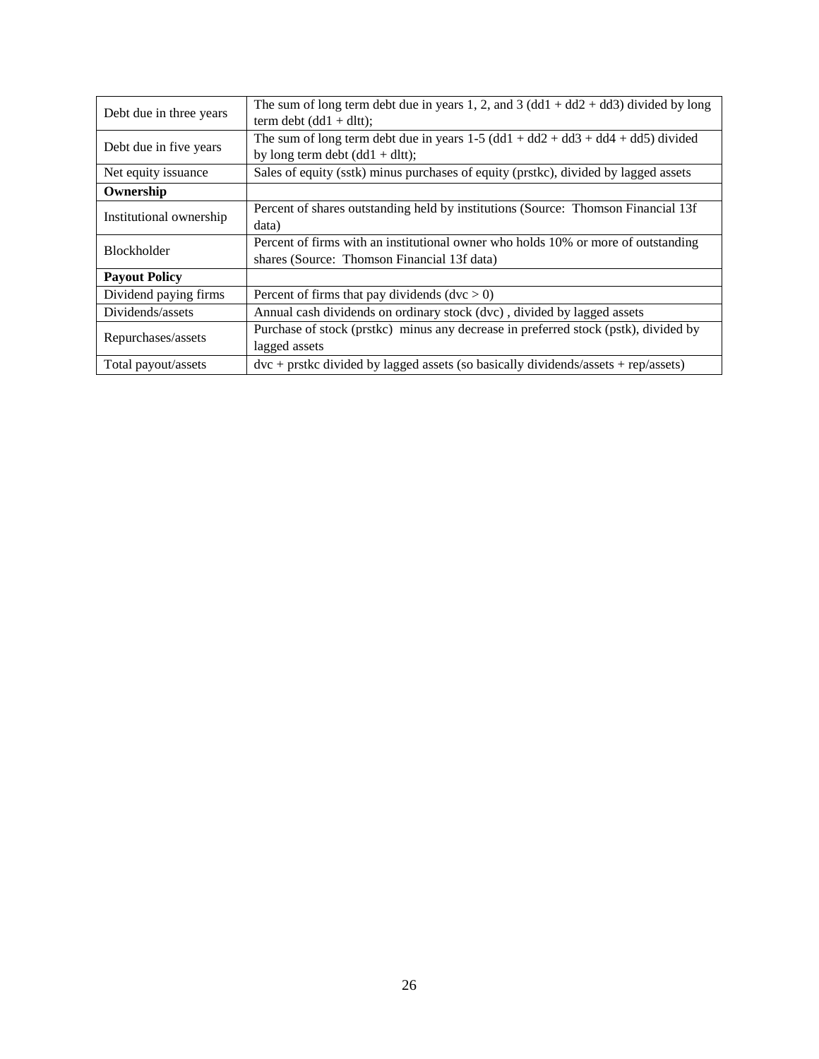| | |
|---|---|
| Debt due in three years | The sum of long term debt due in years 1, 2, and 3 (dd1 + dd2 + dd3) divided by long term debt (dd1 + dltt); |
| Debt due in five years | The sum of long term debt due in years 1-5 (dd1 + dd2 + dd3 + dd4 + dd5) divided by long term debt (dd1 + dltt); |
| Net equity issuance | Sales of equity (sstk) minus purchases of equity (prstkc), divided by lagged assets |
| **Ownership** | |
| Institutional ownership | Percent of shares outstanding held by institutions (Source: Thomson Financial 13f data) |
| Blockholder | Percent of firms with an institutional owner who holds 10% or more of outstanding shares (Source: Thomson Financial 13f data) |
| **Payout Policy** | |
| Dividend paying firms | Percent of firms that pay dividends (dvc > 0) |
| Dividends/assets | Annual cash dividends on ordinary stock (dvc) , divided by lagged assets |
| Repurchases/assets | Purchase of stock (prstkc) minus any decrease in preferred stock (pstk), divided by lagged assets |
| Total payout/assets | dvc + prstkc divided by lagged assets (so basically dividends/assets + rep/assets) |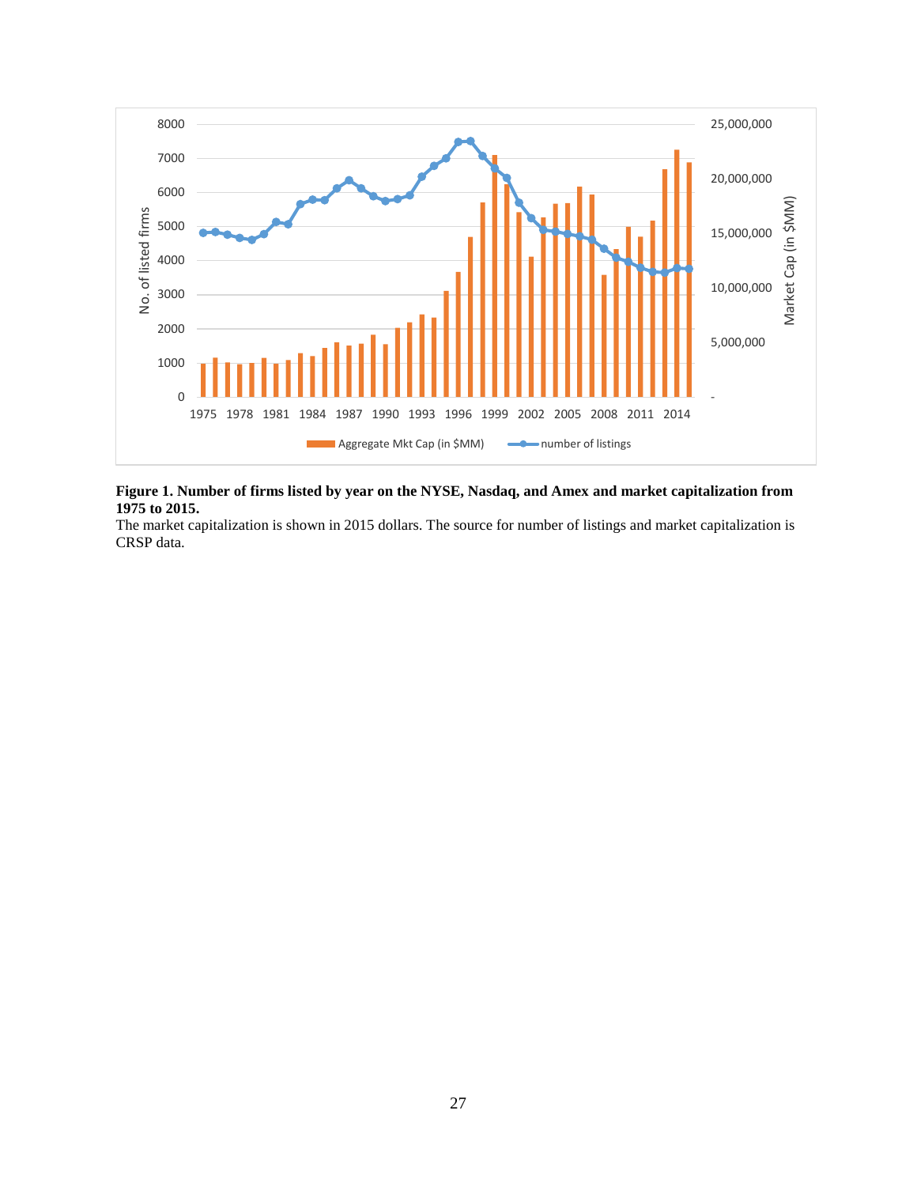8000
7000
6000
5000
4000
3000
2000
1000
0

No. of listed firms

25,000,000
20,000,000
15,000,000
10,000,000
5,000,000
-

Market Cap (in $MM)

1975 1978 1981 1984 1987 1990 1993 1996 1999 2002 2005 2008 2011 2014

Aggregate Mkt Cap (in $MM)
number of listings

**Figure 1. Number of firms listed by year on the NYSE, Nasdaq, and Amex and market capitalization from 1975 to 2015.**

The market capitalization is shown in 2015 dollars. The source for number of listings and market capitalization is CRSP data.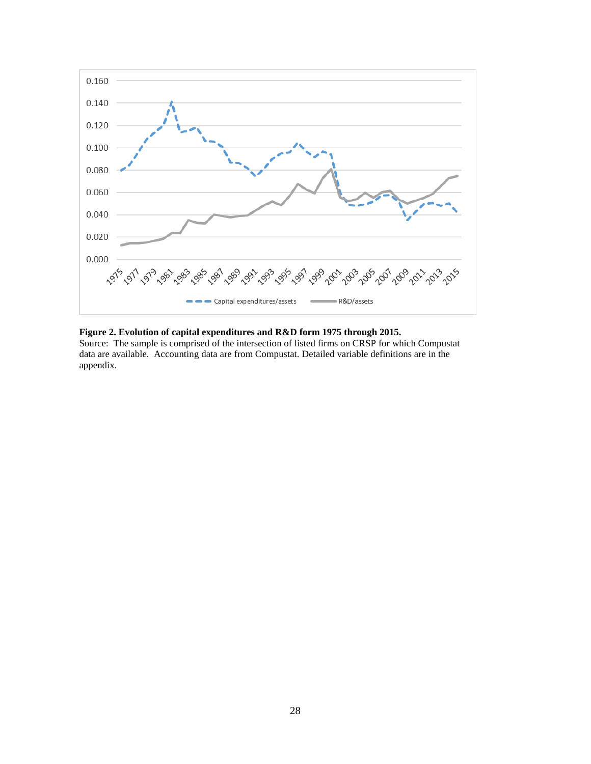0.160
0.140
0.120
0.100
0.080
0.060
0.040
0.020
0.000

1975 1977 1979 1981 1983 1985 1987 1989 1991 1993 1995 1997 1999 2001 2003 2005 2007 2009 2011 2013 2015

Capital expenditures/assets
R&D/assets

**Figure 2. Evolution of capital expenditures and R&D form 1975 through 2015.**
Source: The sample is comprised of the intersection of listed firms on CRSP for which Compustat data are available. Accounting data are from Compustat. Detailed variable definitions are in the appendix.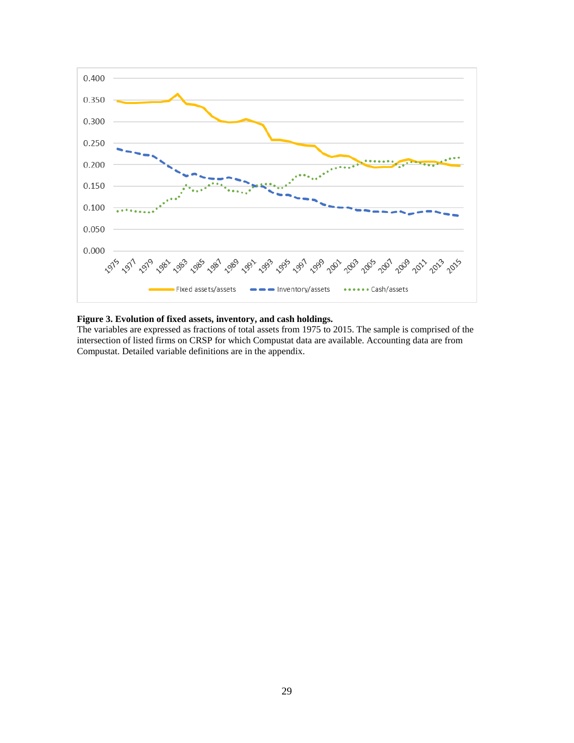0.400
0.350
0.300
0.250
0.200
0.150
0.100
0.050
0.000

1975 1977 1979 1981 1983 1985 1987 1989 1991 1993 1995 1997 1999 2001 2003 2005 2007 2009 2011 2013 2015

Fixed assets/assets   Inventory/assets   Cash/assets

**Figure 3. Evolution of fixed assets, inventory, and cash holdings.**
The variables are expressed as fractions of total assets from 1975 to 2015. The sample is comprised of the intersection of listed firms on CRSP for which Compustat data are available. Accounting data are from Compustat. Detailed variable definitions are in the appendix.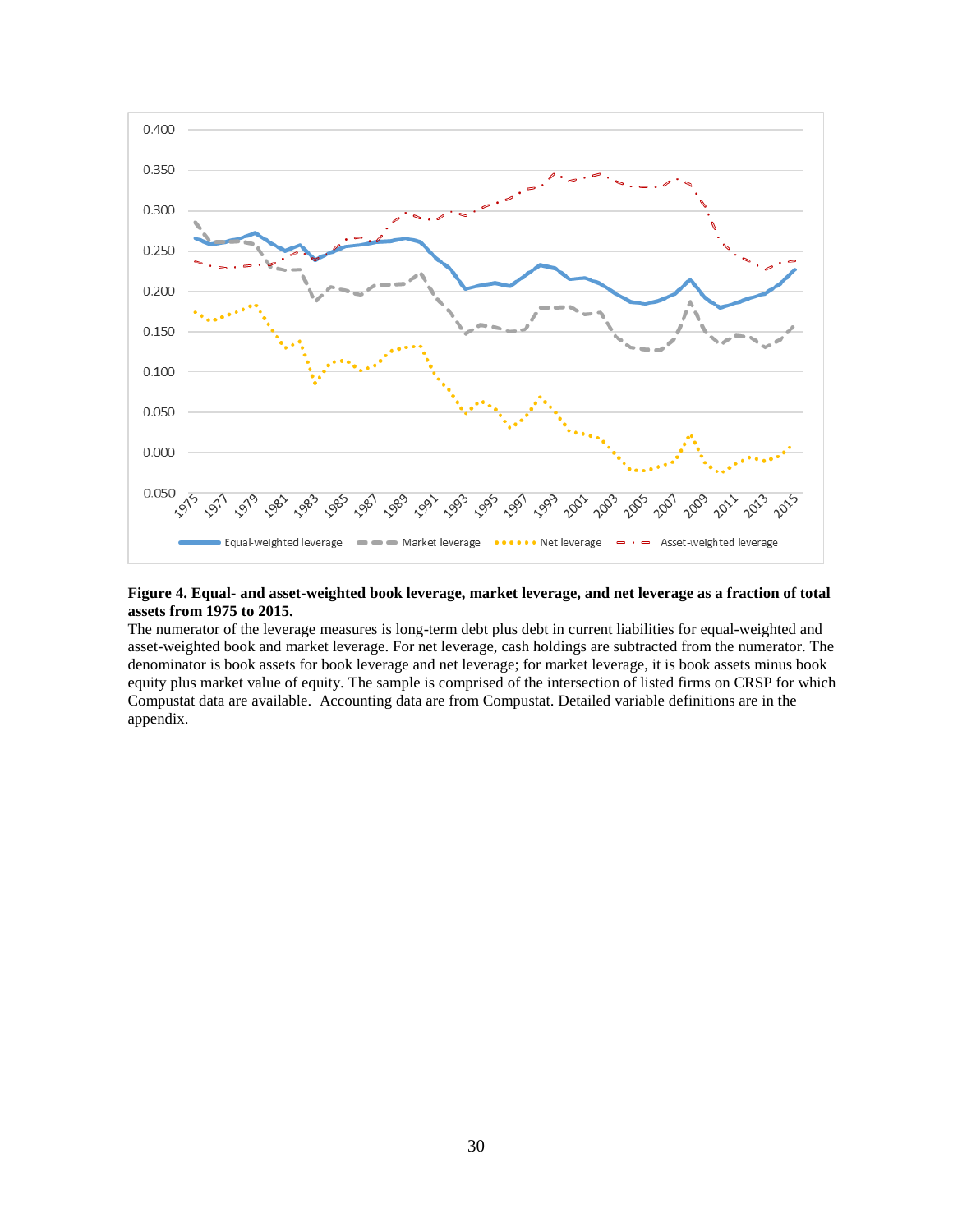0.400
0.350
0.300
0.250
0.200
0.150
0.100
0.050
0.000
-0.050

1975 1977 1979 1981 1983 1985 1987 1989 1991 1993 1995 1997 1999 2001 2003 2005 2007 2009 2011 2013 2015

Equal-weighted leverage
Market leverage
Net leverage
Asset-weighted leverage

**Figure 4. Equal- and asset-weighted book leverage, market leverage, and net leverage as a fraction of total assets from 1975 to 2015.**

The numerator of the leverage measures is long-term debt plus debt in current liabilities for equal-weighted and asset-weighted book and market leverage. For net leverage, cash holdings are subtracted from the numerator. The denominator is book assets for book leverage and net leverage; for market leverage, it is book assets minus book equity plus market value of equity. The sample is comprised of the intersection of listed firms on CRSP for which Compustat data are available. Accounting data are from Compustat. Detailed variable definitions are in the appendix.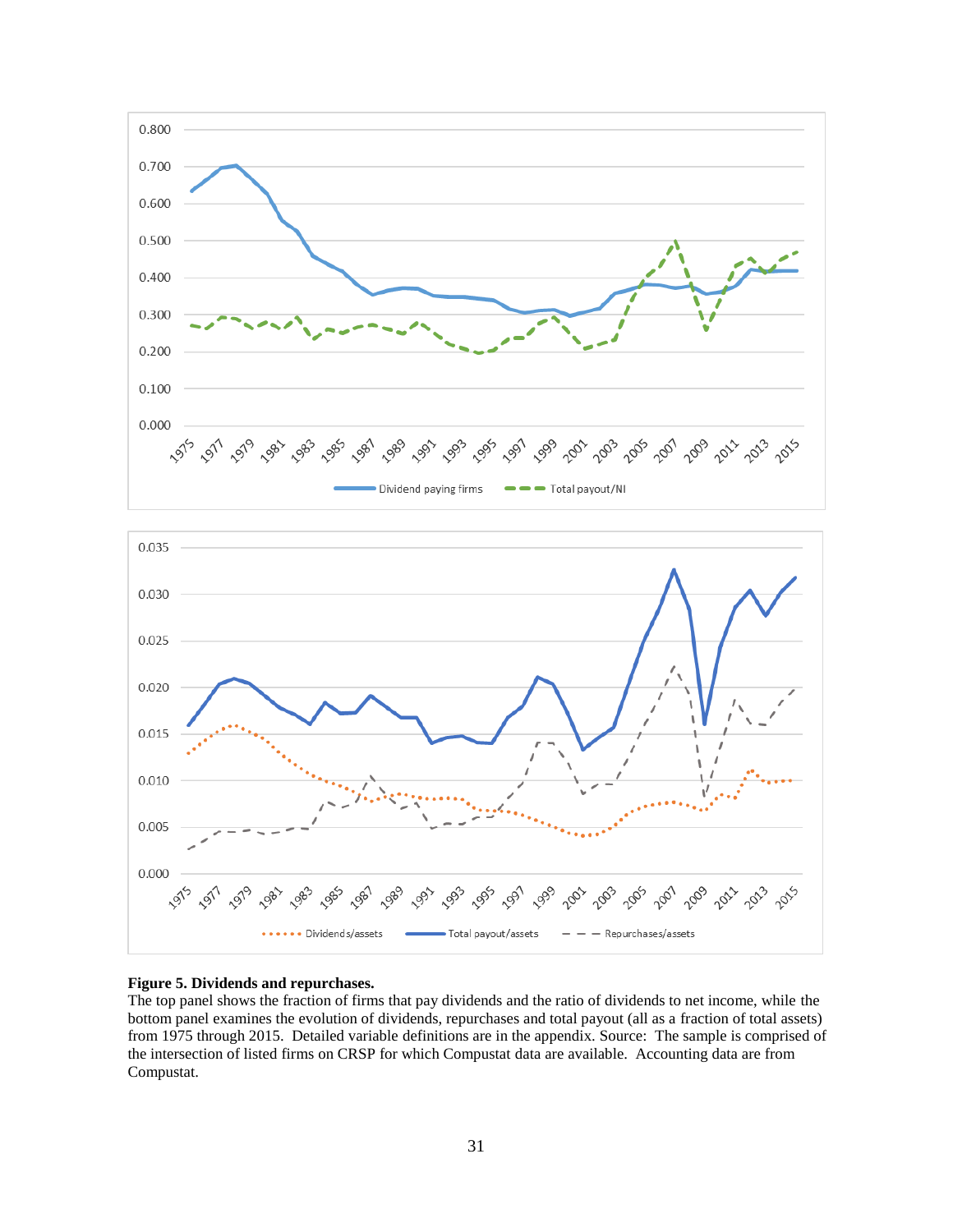0.800
0.700
0.600
0.500
0.400
0.300
0.200
0.100
0.000

1975 1977 1979 1981 1983 1985 1987 1989 1991 1993 1995 1997 1999 2001 2003 2005 2007 2009 2011 2013 2015

Dividend paying firms — Total payout/NI

0.035
0.030
0.025
0.020
0.015
0.010
0.005
0.000

1975 1977 1979 1981 1983 1985 1987 1989 1991 1993 1995 1997 1999 2001 2003 2005 2007 2009 2011 2013 2015

Dividends/assets — Total payout/assets — Repurchases/assets

**Figure 5. Dividends and repurchases.**
The top panel shows the fraction of firms that pay dividends and the ratio of dividends to net income, while the bottom panel examines the evolution of dividends, repurchases and total payout (all as a fraction of total assets) from 1975 through 2015. Detailed variable definitions are in the appendix. Source: The sample is comprised of the intersection of listed firms on CRSP for which Compustat data are available. Accounting data are from Compustat.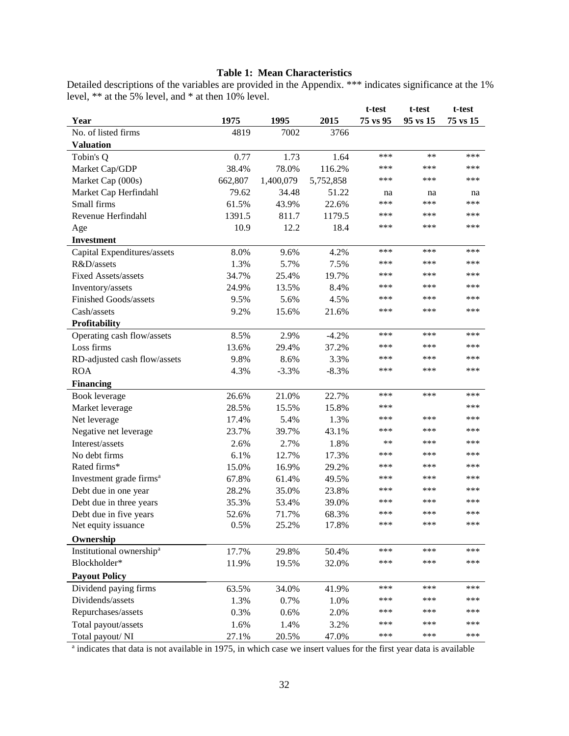**Table 1: Mean Characteristics**

Detailed descriptions of the variables are provided in the Appendix. *** indicates significance at the 1% level, ** at the 5% level, and * at then 10% level.

| Year | 1975 | 1995 | 2015 | t-test 75 vs 95 | t-test 95 vs 15 | t-test 75 vs 15 |
|---|---|---|---|---|---|---|
| No. of listed firms | 4819 | 7002 | 3766 | | | |
| **Valuation** | | | | | | |
| Tobin's Q | 0.77 | 1.73 | 1.64 | *** | ** | *** |
| Market Cap/GDP | 38.4% | 78.0% | 116.2% | *** | *** | *** |
| Market Cap (000s) | 662,807 | 1,400,079 | 5,752,858 | *** | *** | *** |
| Market Cap Herfindahl | 79.62 | 34.48 | 51.22 | na | na | na |
| Small firms | 61.5% | 43.9% | 22.6% | *** | *** | *** |
| Revenue Herfindahl | 1391.5 | 811.7 | 1179.5 | *** | *** | *** |
| Age | 10.9 | 12.2 | 18.4 | *** | *** | *** |
| **Investment** | | | | | | |
| Capital Expenditures/assets | 8.0% | 9.6% | 4.2% | *** | *** | *** |
| R&D/assets | 1.3% | 5.7% | 7.5% | *** | *** | *** |
| Fixed Assets/assets | 34.7% | 25.4% | 19.7% | *** | *** | *** |
| Inventory/assets | 24.9% | 13.5% | 8.4% | *** | *** | *** |
| Finished Goods/assets | 9.5% | 5.6% | 4.5% | *** | *** | *** |
| Cash/assets | 9.2% | 15.6% | 21.6% | *** | *** | *** |
| **Profitability** | | | | | | |
| Operating cash flow/assets | 8.5% | 2.9% | -4.2% | *** | *** | *** |
| Loss firms | 13.6% | 29.4% | 37.2% | *** | *** | *** |
| RD-adjusted cash flow/assets | 9.8% | 8.6% | 3.3% | *** | *** | *** |
| ROA | 4.3% | -3.3% | -8.3% | *** | *** | *** |
| **Financing** | | | | | | |
| Book leverage | 26.6% | 21.0% | 22.7% | *** | *** | *** |
| Market leverage | 28.5% | 15.5% | 15.8% | *** | | *** |
| Net leverage | 17.4% | 5.4% | 1.3% | *** | *** | *** |
| Negative net leverage | 23.7% | 39.7% | 43.1% | *** | *** | *** |
| Interest/assets | 2.6% | 2.7% | 1.8% | ** | *** | *** |
| No debt firms | 6.1% | 12.7% | 17.3% | *** | *** | *** |
| Rated firms* | 15.0% | 16.9% | 29.2% | *** | *** | *** |
| Investment grade firms[a] | 67.8% | 61.4% | 49.5% | *** | *** | *** |
| Debt due in one year | 28.2% | 35.0% | 23.8% | *** | *** | *** |
| Debt due in three years | 35.3% | 53.4% | 39.0% | *** | *** | *** |
| Debt due in five years | 52.6% | 71.7% | 68.3% | *** | *** | *** |
| Net equity issuance | 0.5% | 25.2% | 17.8% | *** | *** | *** |
| **Ownership** | | | | | | |
| Institutional ownership[a] | 17.7% | 29.8% | 50.4% | *** | *** | *** |
| Blockholder* | 11.9% | 19.5% | 32.0% | *** | *** | *** |
| **Payout Policy** | | | | | | |
| Dividend paying firms | 63.5% | 34.0% | 41.9% | *** | *** | *** |
| Dividends/assets | 1.3% | 0.7% | 1.0% | *** | *** | *** |
| Repurchases/assets | 0.3% | 0.6% | 2.0% | *** | *** | *** |
| Total payout/assets | 1.6% | 1.4% | 3.2% | *** | *** | *** |
| Total payout/ NI | 27.1% | 20.5% | 47.0% | *** | *** | *** |

[a] indicates that data is not available in 1975, in which case we insert values for the first year data is available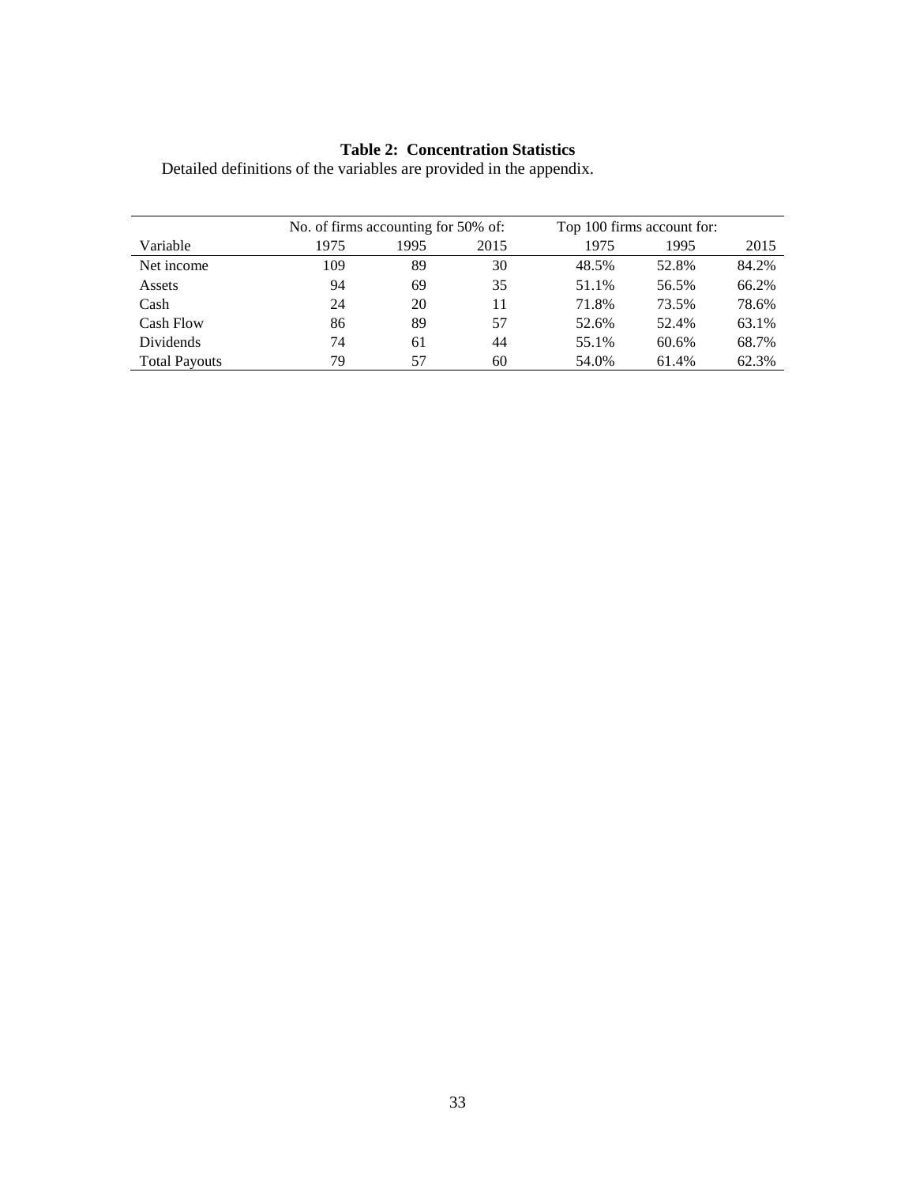**Table 2: Concentration Statistics**

Detailed definitions of the variables are provided in the appendix.

| | No. of firms accounting for 50% of: | | | Top 100 firms account for: | | |
|---|---|---|---|---|---|---|
| Variable | 1975 | 1995 | 2015 | 1975 | 1995 | 2015 |
| Net income | 109 | 89 | 30 | 48.5% | 52.8% | 84.2% |
| Assets | 94 | 69 | 35 | 51.1% | 56.5% | 66.2% |
| Cash | 24 | 20 | 11 | 71.8% | 73.5% | 78.6% |
| Cash Flow | 86 | 89 | 57 | 52.6% | 52.4% | 63.1% |
| Dividends | 74 | 61 | 44 | 55.1% | 60.6% | 68.7% |
| Total Payouts | 79 | 57 | 60 | 54.0% | 61.4% | 62.3% |